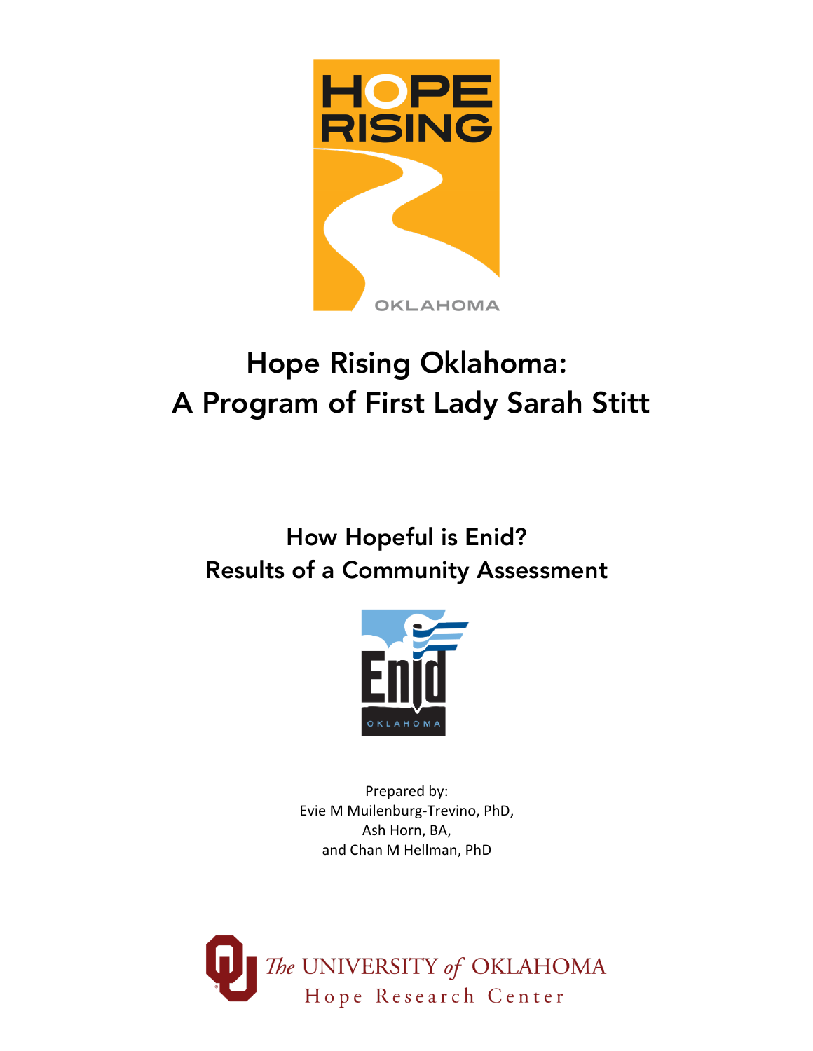# Hope Rising Oklahoma: A Program of First Lady Sarah Stitt

## How Hopeful is Enid? Results of a Community Assessment

Prepared by:
Evie M Muilenburg-Trevino, PhD,
Ash Horn, BA,
and Chan M Hellman, PhD

The UNIVERSITY of OKLAHOMA
Hope Research Center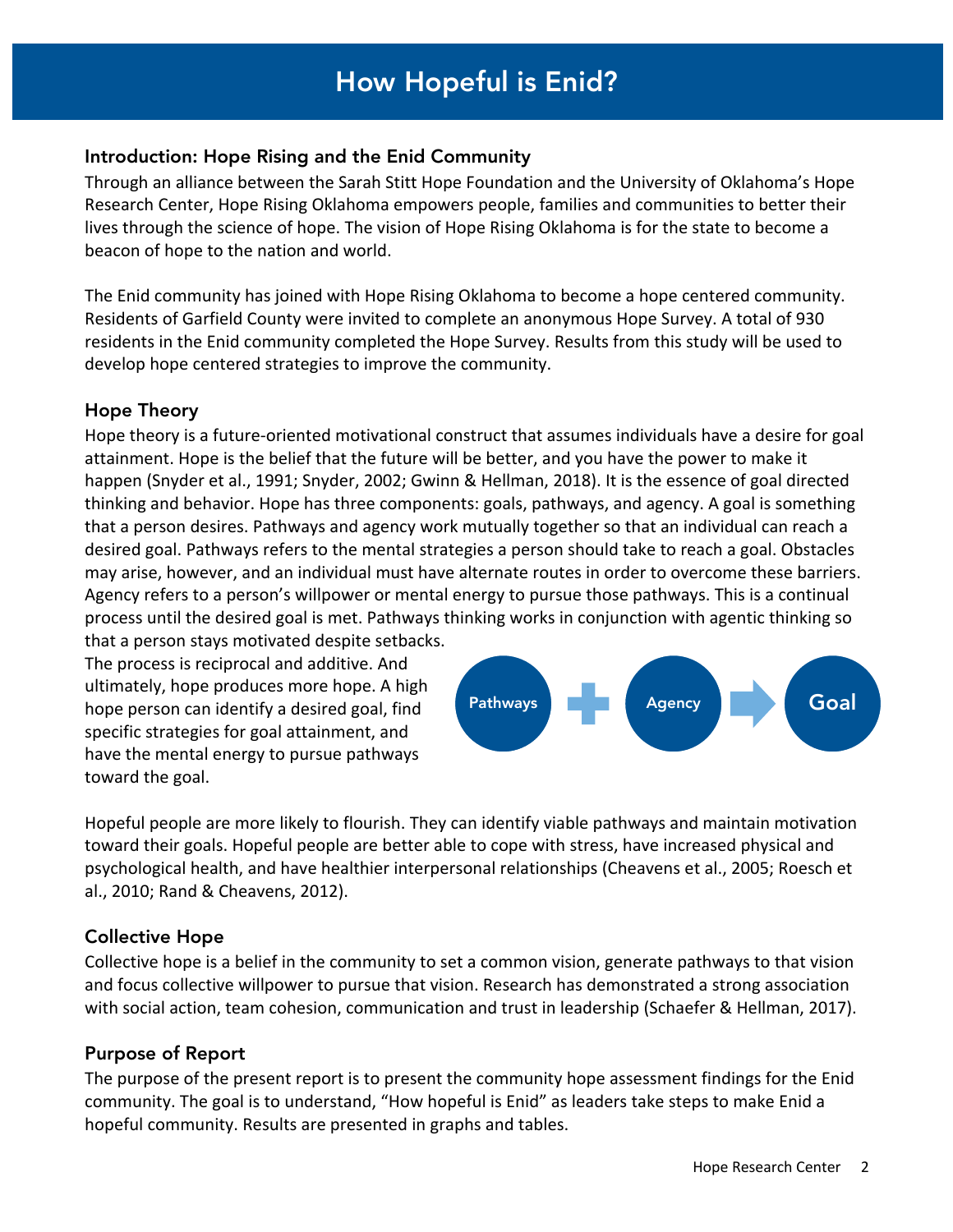# How Hopeful is Enid?

## Introduction: Hope Rising and the Enid Community

Through an alliance between the Sarah Stitt Hope Foundation and the University of Oklahoma's Hope Research Center, Hope Rising Oklahoma empowers people, families and communities to better their lives through the science of hope. The vision of Hope Rising Oklahoma is for the state to become a beacon of hope to the nation and world.

The Enid community has joined with Hope Rising Oklahoma to become a hope centered community. Residents of Garfield County were invited to complete an anonymous Hope Survey. A total of 930 residents in the Enid community completed the Hope Survey. Results from this study will be used to develop hope centered strategies to improve the community.

## Hope Theory

Hope theory is a future-oriented motivational construct that assumes individuals have a desire for goal attainment. Hope is the belief that the future will be better, and you have the power to make it happen (Snyder et al., 1991; Snyder, 2002; Gwinn & Hellman, 2018). It is the essence of goal directed thinking and behavior. Hope has three components: goals, pathways, and agency. A goal is something that a person desires. Pathways and agency work mutually together so that an individual can reach a desired goal. Pathways refers to the mental strategies a person should take to reach a goal. Obstacles may arise, however, and an individual must have alternate routes in order to overcome these barriers. Agency refers to a person's willpower or mental energy to pursue those pathways. This is a continual process until the desired goal is met. Pathways thinking works in conjunction with agentic thinking so that a person stays motivated despite setbacks. The process is reciprocal and additive. And ultimately, hope produces more hope. A high hope person can identify a desired goal, find specific strategies for goal attainment, and have the mental energy to pursue pathways toward the goal.

Pathways + Agency → Goal

Hopeful people are more likely to flourish. They can identify viable pathways and maintain motivation toward their goals. Hopeful people are better able to cope with stress, have increased physical and psychological health, and have healthier interpersonal relationships (Cheavens et al., 2005; Roesch et al., 2010; Rand & Cheavens, 2012).

## Collective Hope

Collective hope is a belief in the community to set a common vision, generate pathways to that vision and focus collective willpower to pursue that vision. Research has demonstrated a strong association with social action, team cohesion, communication and trust in leadership (Schaefer & Hellman, 2017).

## Purpose of Report

The purpose of the present report is to present the community hope assessment findings for the Enid community. The goal is to understand, "How hopeful is Enid" as leaders take steps to make Enid a hopeful community. Results are presented in graphs and tables.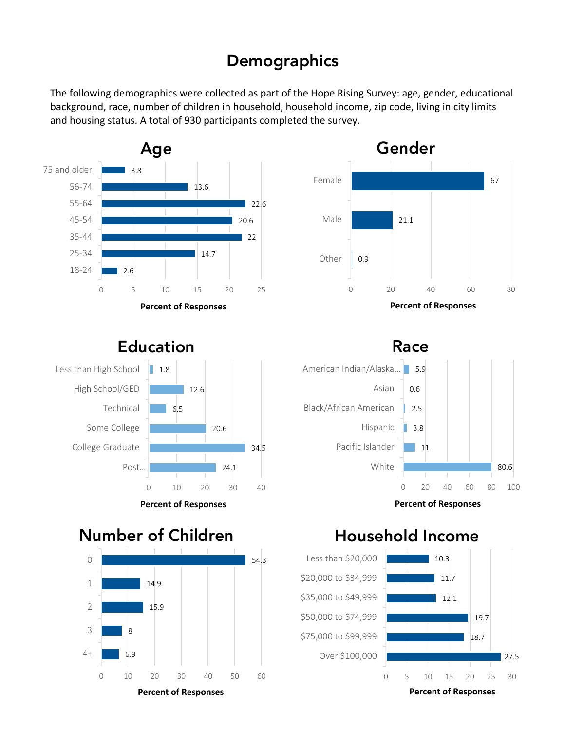# Demographics

The following demographics were collected as part of the Hope Rising Survey: age, gender, educational background, race, number of children in household, household income, zip code, living in city limits and housing status. A total of 930 participants completed the survey.

## Age

| Age | Percent of Responses |
|---|---|
| 75 and older | 3.8 |
| 56-74 | 13.6 |
| 55-64 | 22.6 |
| 45-54 | 20.6 |
| 35-44 | 22 |
| 25-34 | 14.7 |
| 18-24 | 2.6 |

## Gender

| Gender | Percent of Responses |
|---|---|
| Female | 67 |
| Male | 21.1 |
| Other | 0.9 |

## Education

| Education | Percent of Responses |
|---|---|
| Less than High School | 1.8 |
| High School/GED | 12.6 |
| Technical | 6.5 |
| Some College | 20.6 |
| College Graduate | 34.5 |
| Post... | 24.1 |

## Race

| Race | Percent of Responses |
|---|---|
| American Indian/Alaska... | 5.9 |
| Asian | 0.6 |
| Black/African American | 2.5 |
| Hispanic | 3.8 |
| Pacific Islander | 11 |
| White | 80.6 |

## Number of Children

| Number of Children | Percent of Responses |
|---|---|
| 0 | 54.3 |
| 1 | 14.9 |
| 2 | 15.9 |
| 3 | 8 |
| 4+ | 6.9 |

## Household Income

| Household Income | Percent of Responses |
|---|---|
| Less than $20,000 | 10.3 |
| $20,000 to $34,999 | 11.7 |
| $35,000 to $49,999 | 12.1 |
| $50,000 to $74,999 | 19.7 |
| $75,000 to $99,999 | 18.7 |
| Over $100,000 | 27.5 |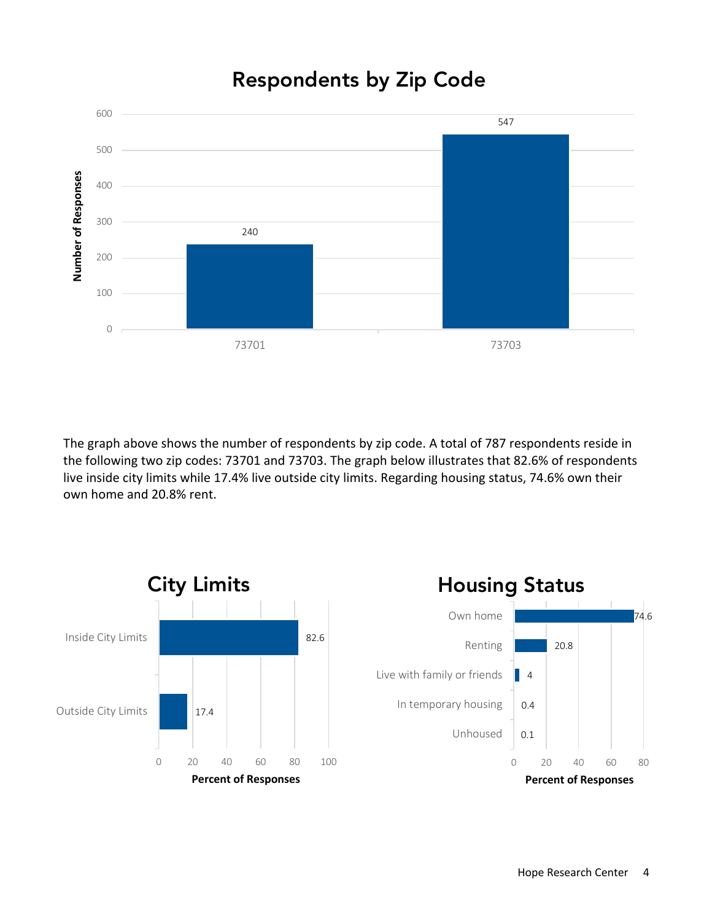## Respondents by Zip Code

| Zip Code | Number of Responses |
|---|---|
| 73701 | 240 |
| 73703 | 547 |

The graph above shows the number of respondents by zip code. A total of 787 respondents reside in the following two zip codes: 73701 and 73703. The graph below illustrates that 82.6% of respondents live inside city limits while 17.4% live outside city limits. Regarding housing status, 74.6% own their own home and 20.8% rent.

## City Limits

| | Percent of Responses |
|---|---|
| Inside City Limits | 82.6 |
| Outside City Limits | 17.4 |

## Housing Status

| | Percent of Responses |
|---|---|
| Own home | 74.6 |
| Renting | 20.8 |
| Live with family or friends | 4 |
| In temporary housing | 0.4 |
| Unhoused | 0.1 |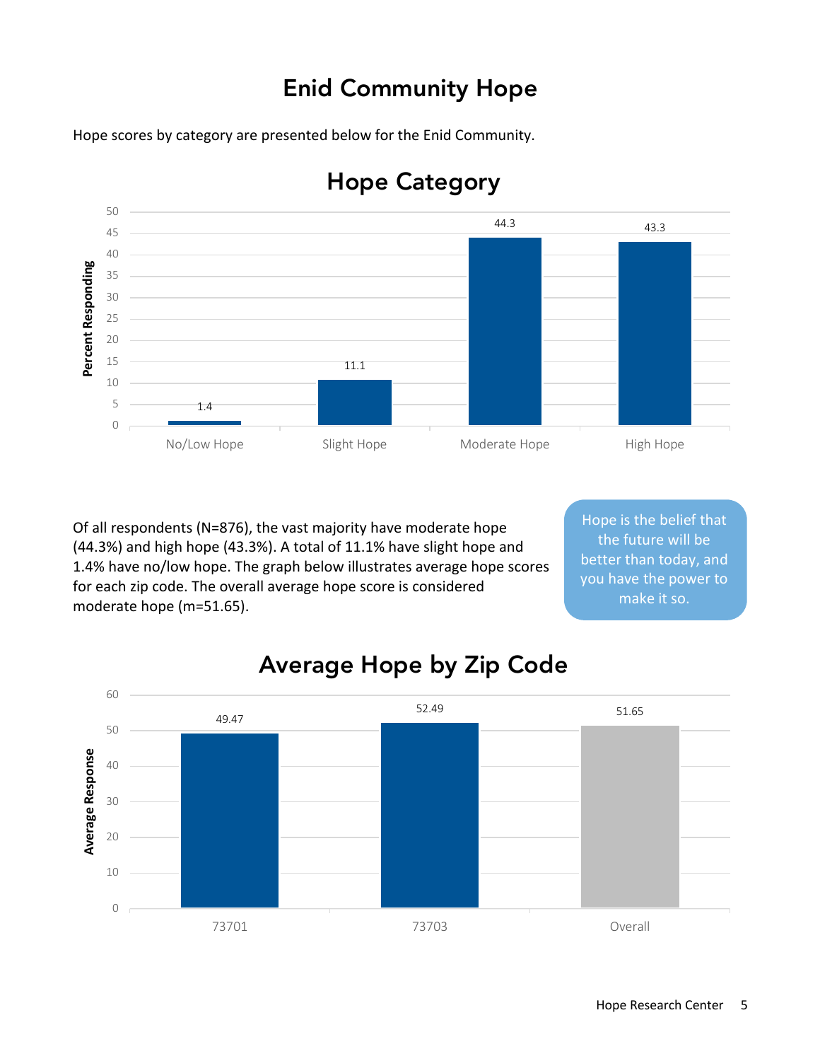# Enid Community Hope

Hope scores by category are presented below for the Enid Community.

## Hope Category

| Hope Category | Percent Responding |
|---|---|
| No/Low Hope | 1.4 |
| Slight Hope | 11.1 |
| Moderate Hope | 44.3 |
| High Hope | 43.3 |

Of all respondents (N=876), the vast majority have moderate hope (44.3%) and high hope (43.3%). A total of 11.1% have slight hope and 1.4% have no/low hope. The graph below illustrates average hope scores for each zip code. The overall average hope score is considered moderate hope (m=51.65).

> Hope is the belief that the future will be better than today, and you have the power to make it so.

## Average Hope by Zip Code

| Zip Code | Average Response |
|---|---|
| 73701 | 49.47 |
| 73703 | 52.49 |
| Overall | 51.65 |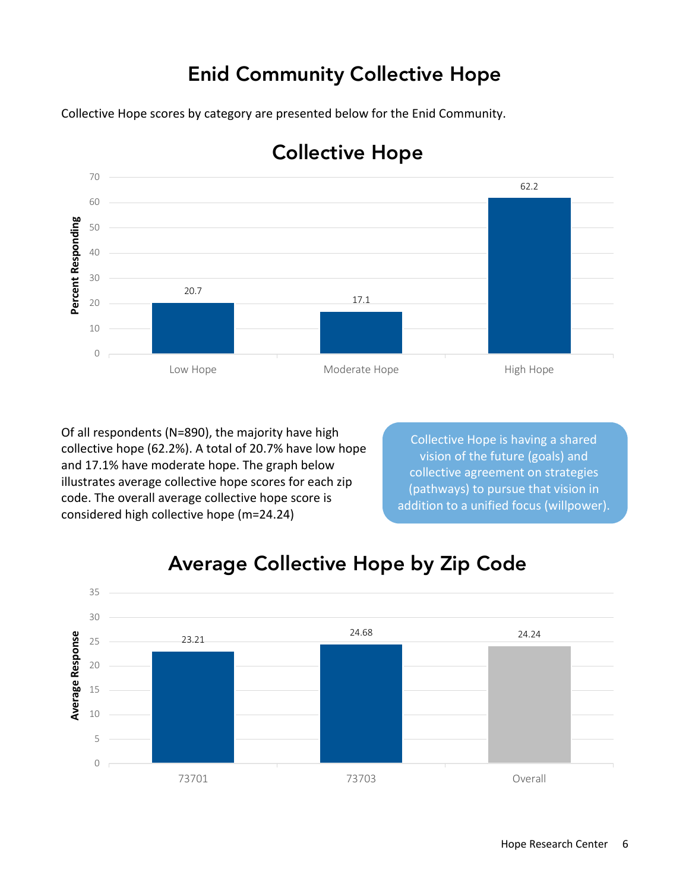# Enid Community Collective Hope

Collective Hope scores by category are presented below for the Enid Community.

## Collective Hope

| Category | Percent Responding |
|---|---|
| Low Hope | 20.7 |
| Moderate Hope | 17.1 |
| High Hope | 62.2 |

Of all respondents (N=890), the majority have high collective hope (62.2%). A total of 20.7% have low hope and 17.1% have moderate hope. The graph below illustrates average collective hope scores for each zip code. The overall average collective hope score is considered high collective hope (m=24.24)

Collective Hope is having a shared vision of the future (goals) and collective agreement on strategies (pathways) to pursue that vision in addition to a unified focus (willpower).

## Average Collective Hope by Zip Code

| Zip Code | Average Response |
|---|---|
| 73701 | 23.21 |
| 73703 | 24.68 |
| Overall | 24.24 |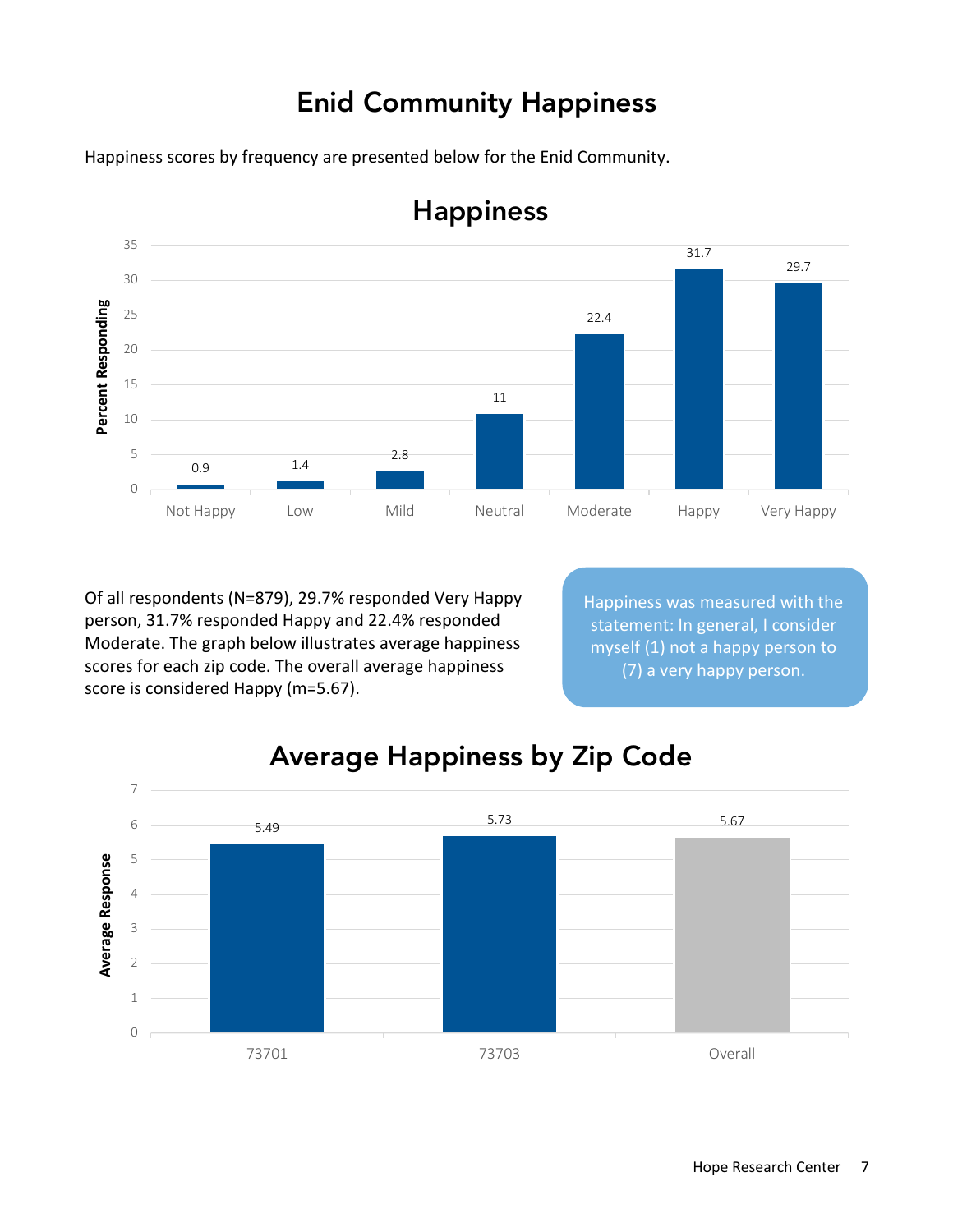# Enid Community Happiness

Happiness scores by frequency are presented below for the Enid Community.

## Happiness

| Response | Percent Responding |
|---|---|
| Not Happy | 0.9 |
| Low | 1.4 |
| Mild | 2.8 |
| Neutral | 11 |
| Moderate | 22.4 |
| Happy | 31.7 |
| Very Happy | 29.7 |

Of all respondents (N=879), 29.7% responded Very Happy person, 31.7% responded Happy and 22.4% responded Moderate. The graph below illustrates average happiness scores for each zip code. The overall average happiness score is considered Happy (m=5.67).

> Happiness was measured with the statement: In general, I consider myself (1) not a happy person to (7) a very happy person.

## Average Happiness by Zip Code

| Zip Code | Average Response |
|---|---|
| 73701 | 5.49 |
| 73703 | 5.73 |
| Overall | 5.67 |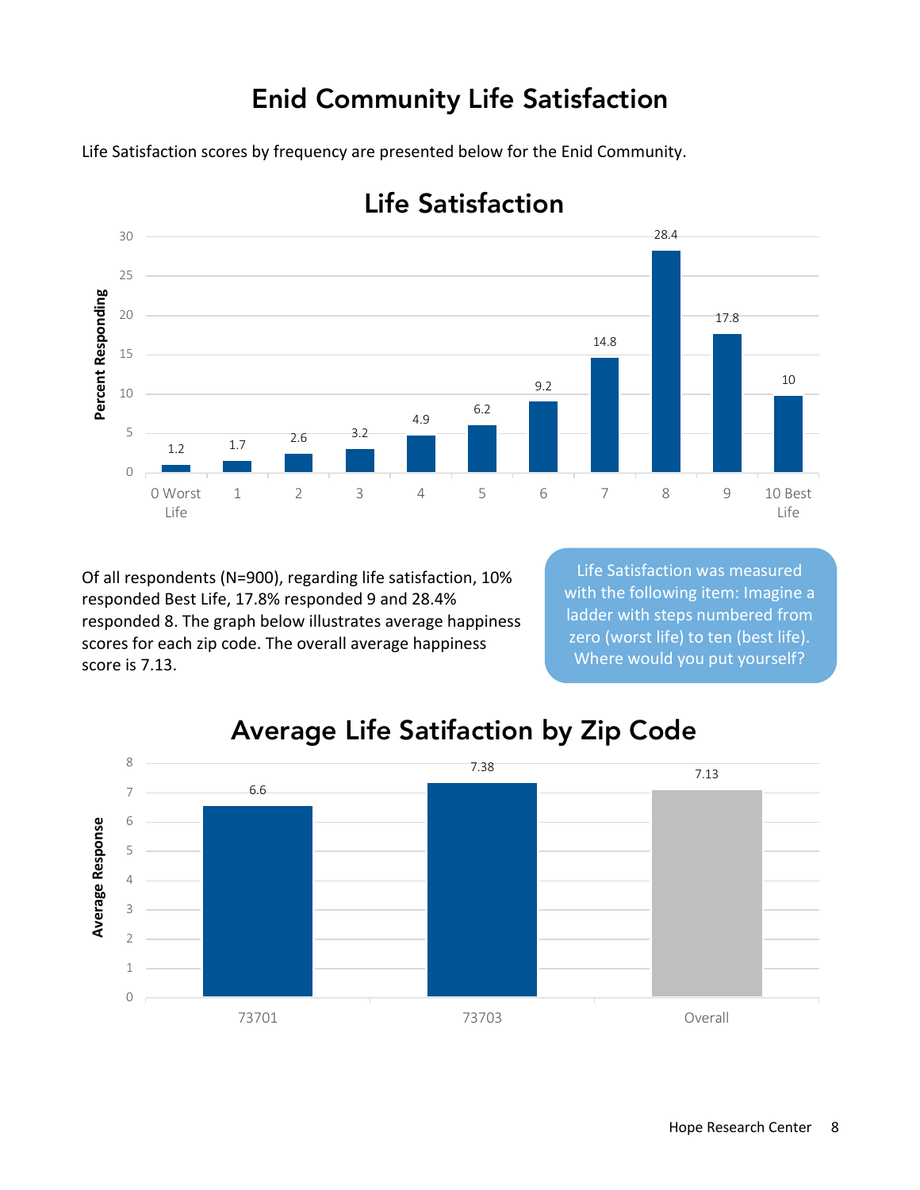# Enid Community Life Satisfaction

Life Satisfaction scores by frequency are presented below for the Enid Community.

## Life Satisfaction

| Response | Percent Responding |
|---|---|
| 0 Worst Life | 1.2 |
| 1 | 1.7 |
| 2 | 2.6 |
| 3 | 3.2 |
| 4 | 4.9 |
| 5 | 6.2 |
| 6 | 9.2 |
| 7 | 14.8 |
| 8 | 28.4 |
| 9 | 17.8 |
| 10 Best Life | 10 |

Of all respondents (N=900), regarding life satisfaction, 10% responded Best Life, 17.8% responded 9 and 28.4% responded 8. The graph below illustrates average happiness scores for each zip code. The overall average happiness score is 7.13.

Life Satisfaction was measured with the following item: Imagine a ladder with steps numbered from zero (worst life) to ten (best life). Where would you put yourself?

## Average Life Satifaction by Zip Code

| Zip Code | Average Response |
|---|---|
| 73701 | 6.6 |
| 73703 | 7.38 |
| Overall | 7.13 |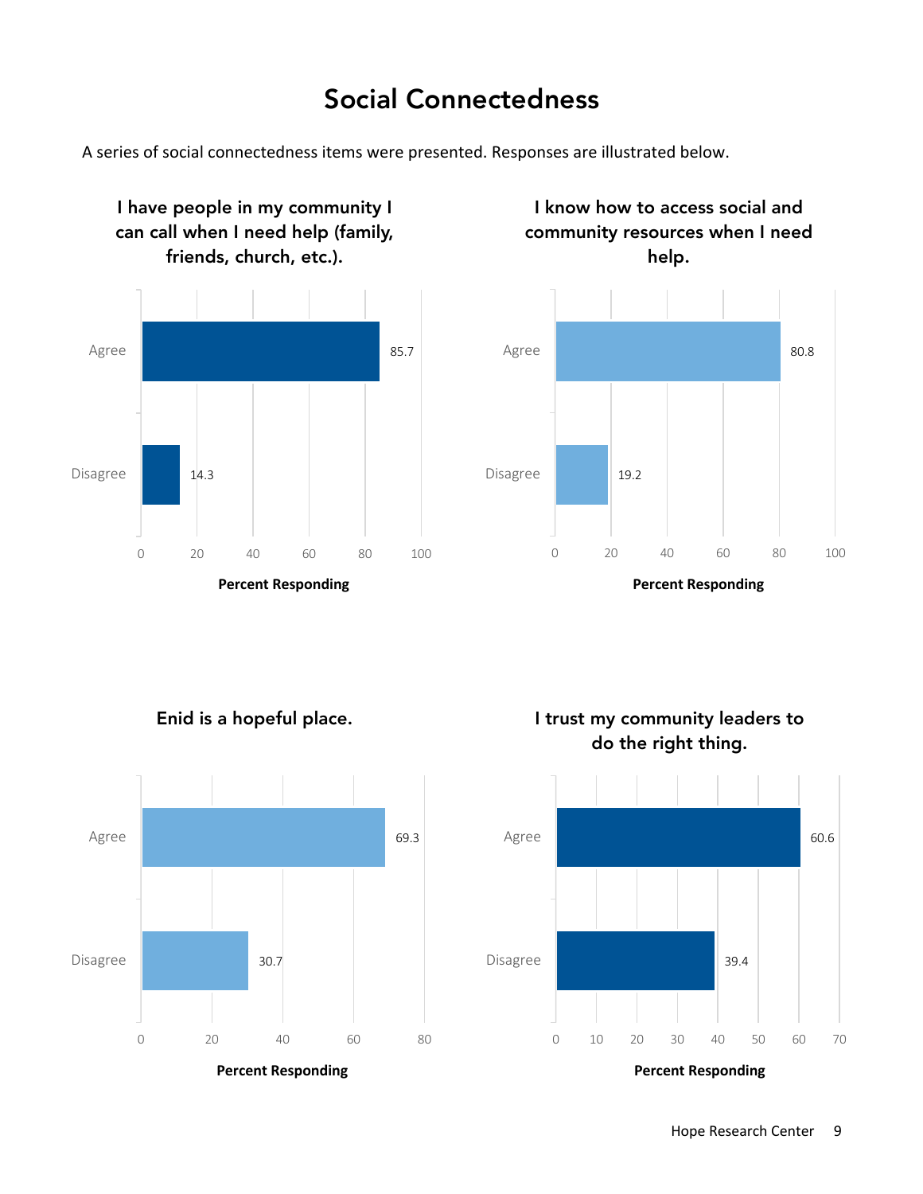# Social Connectedness

A series of social connectedness items were presented. Responses are illustrated below.

### I have people in my community I can call when I need help (family, friends, church, etc.).

| Response | Percent Responding |
|---|---|
| Agree | 85.7 |
| Disagree | 14.3 |

### I know how to access social and community resources when I need help.

| Response | Percent Responding |
|---|---|
| Agree | 80.8 |
| Disagree | 19.2 |

### Enid is a hopeful place.

| Response | Percent Responding |
|---|---|
| Agree | 69.3 |
| Disagree | 30.7 |

### I trust my community leaders to do the right thing.

| Response | Percent Responding |
|---|---|
| Agree | 60.6 |
| Disagree | 39.4 |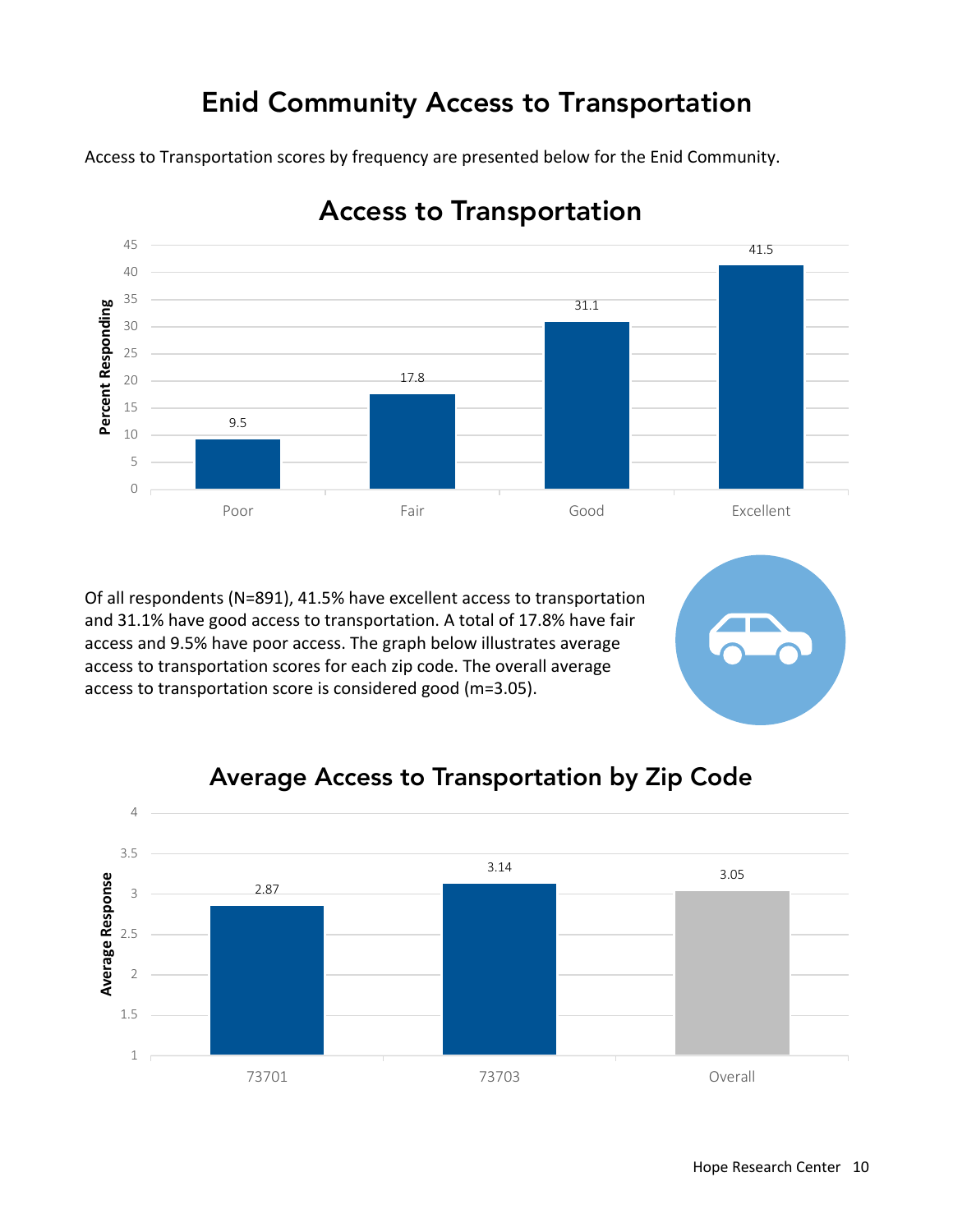# Enid Community Access to Transportation

Access to Transportation scores by frequency are presented below for the Enid Community.

## Access to Transportation

| | Percent Responding |
|---|---|
| Poor | 9.5 |
| Fair | 17.8 |
| Good | 31.1 |
| Excellent | 41.5 |

Of all respondents (N=891), 41.5% have excellent access to transportation and 31.1% have good access to transportation. A total of 17.8% have fair access and 9.5% have poor access. The graph below illustrates average access to transportation scores for each zip code. The overall average access to transportation score is considered good (m=3.05).

## Average Access to Transportation by Zip Code

| | Average Response |
|---|---|
| 73701 | 2.87 |
| 73703 | 3.14 |
| Overall | 3.05 |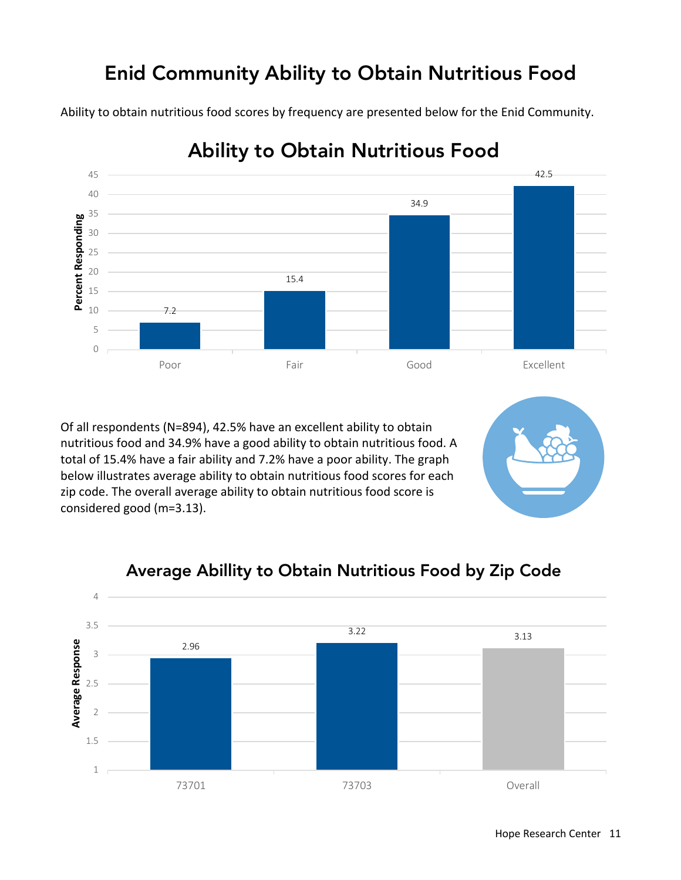# Enid Community Ability to Obtain Nutritious Food

Ability to obtain nutritious food scores by frequency are presented below for the Enid Community.

## Ability to Obtain Nutritious Food

| Rating | Percent Responding |
|---|---|
| Poor | 7.2 |
| Fair | 15.4 |
| Good | 34.9 |
| Excellent | 42.5 |

Of all respondents (N=894), 42.5% have an excellent ability to obtain nutritious food and 34.9% have a good ability to obtain nutritious food. A total of 15.4% have a fair ability and 7.2% have a poor ability. The graph below illustrates average ability to obtain nutritious food scores for each zip code. The overall average ability to obtain nutritious food score is considered good (m=3.13).

## Average Abillity to Obtain Nutritious Food by Zip Code

| Zip Code | Average Response |
|---|---|
| 73701 | 2.96 |
| 73703 | 3.22 |
| Overall | 3.13 |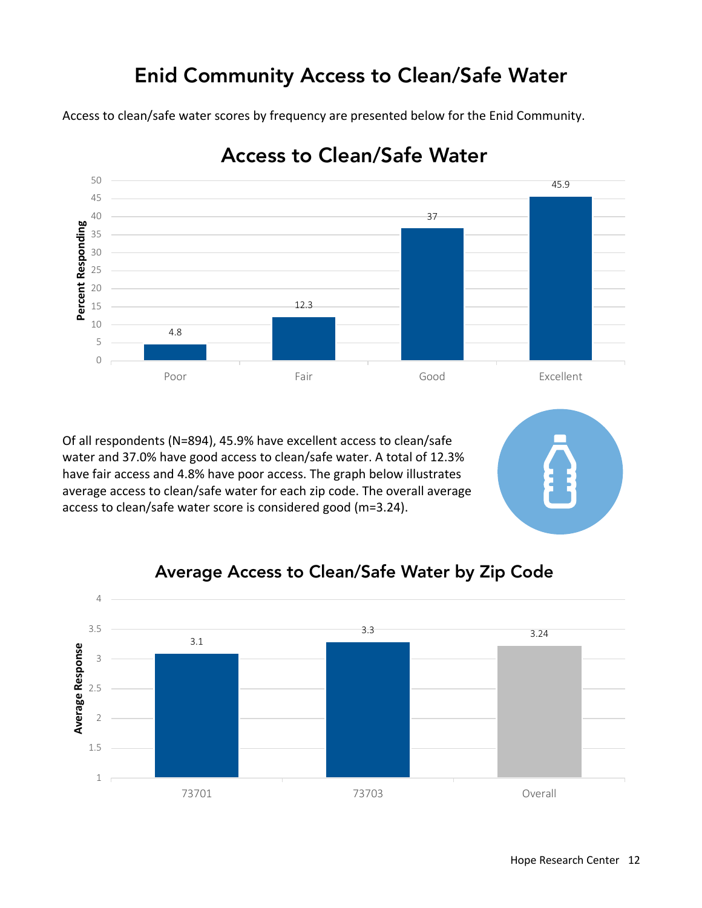# Enid Community Access to Clean/Safe Water

Access to clean/safe water scores by frequency are presented below for the Enid Community.

## Access to Clean/Safe Water

| Response | Percent Responding |
|---|---|
| Poor | 4.8 |
| Fair | 12.3 |
| Good | 37 |
| Excellent | 45.9 |

Of all respondents (N=894), 45.9% have excellent access to clean/safe water and 37.0% have good access to clean/safe water. A total of 12.3% have fair access and 4.8% have poor access. The graph below illustrates average access to clean/safe water for each zip code. The overall average access to clean/safe water score is considered good (m=3.24).

## Average Access to Clean/Safe Water by Zip Code

| Zip Code | Average Response |
|---|---|
| 73701 | 3.1 |
| 73703 | 3.3 |
| Overall | 3.24 |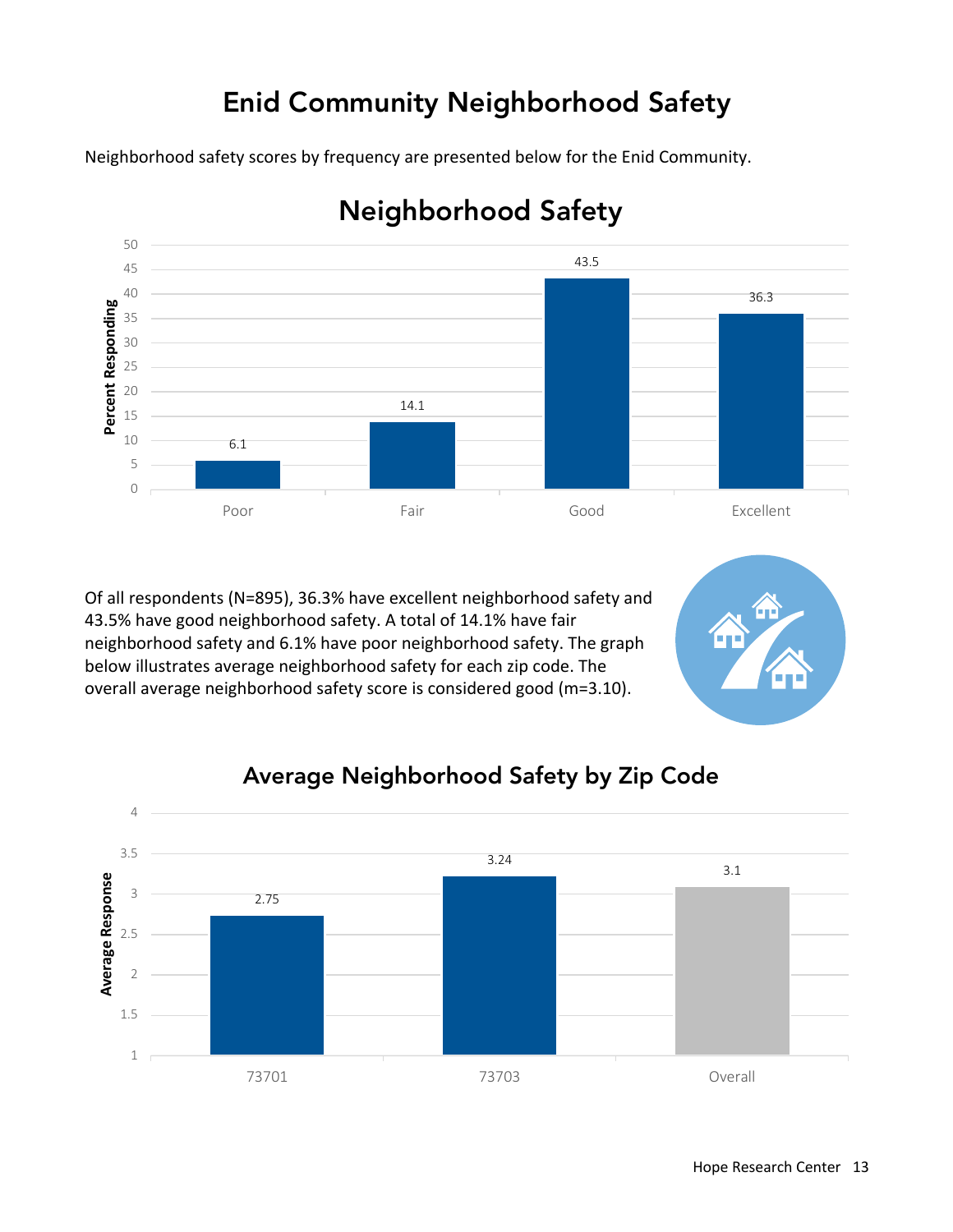# Enid Community Neighborhood Safety

Neighborhood safety scores by frequency are presented below for the Enid Community.

## Neighborhood Safety

| | Percent Responding |
|---|---|
| Poor | 6.1 |
| Fair | 14.1 |
| Good | 43.5 |
| Excellent | 36.3 |

Of all respondents (N=895), 36.3% have excellent neighborhood safety and 43.5% have good neighborhood safety. A total of 14.1% have fair neighborhood safety and 6.1% have poor neighborhood safety. The graph below illustrates average neighborhood safety for each zip code. The overall average neighborhood safety score is considered good (m=3.10).

## Average Neighborhood Safety by Zip Code

| | Average Response |
|---|---|
| 73701 | 2.75 |
| 73703 | 3.24 |
| Overall | 3.1 |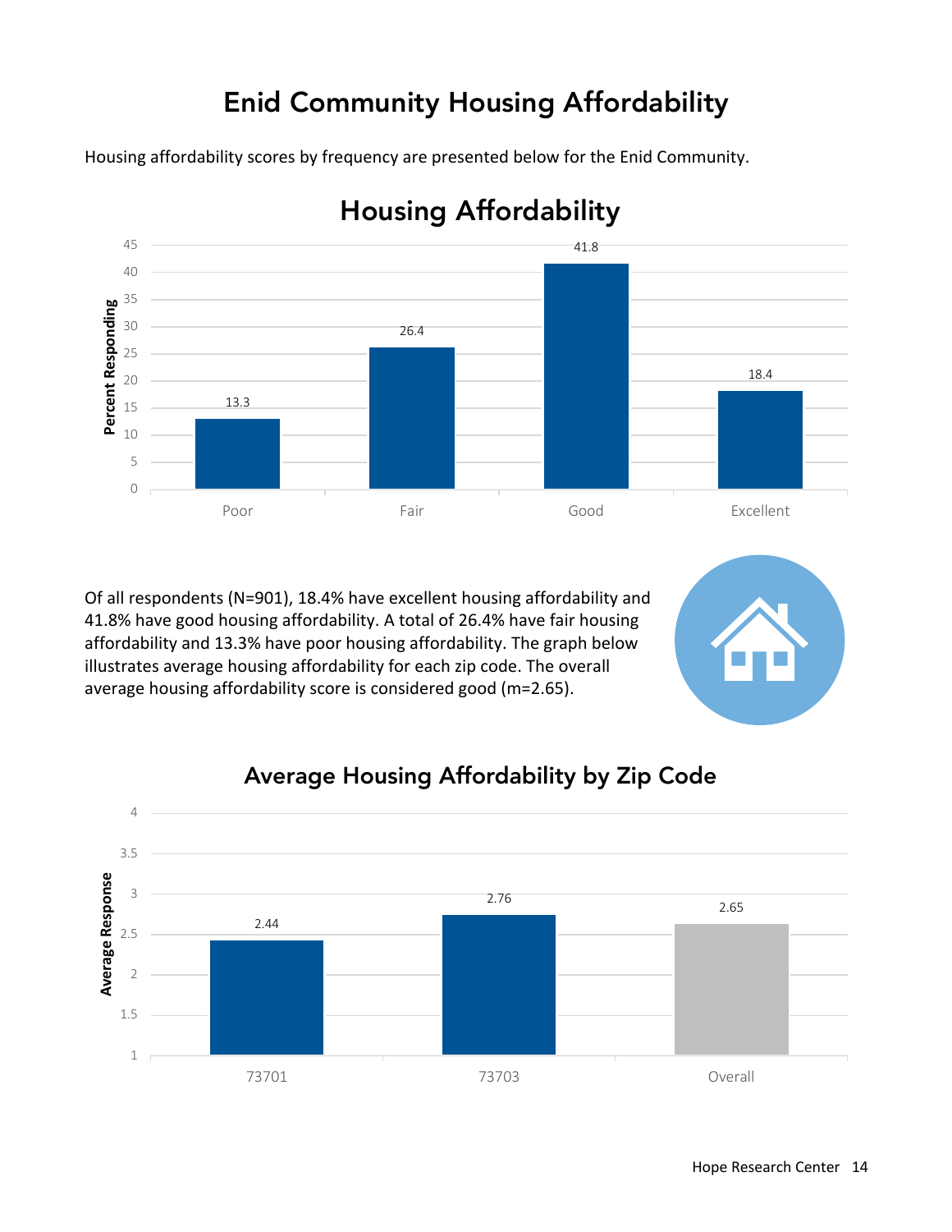# Enid Community Housing Affordability

Housing affordability scores by frequency are presented below for the Enid Community.

## Housing Affordability

| | Percent Responding |
|---|---|
| Poor | 13.3 |
| Fair | 26.4 |
| Good | 41.8 |
| Excellent | 18.4 |

Of all respondents (N=901), 18.4% have excellent housing affordability and 41.8% have good housing affordability. A total of 26.4% have fair housing affordability and 13.3% have poor housing affordability. The graph below illustrates average housing affordability for each zip code. The overall average housing affordability score is considered good (m=2.65).

## Average Housing Affordability by Zip Code

| | Average Response |
|---|---|
| 73701 | 2.44 |
| 73703 | 2.76 |
| Overall | 2.65 |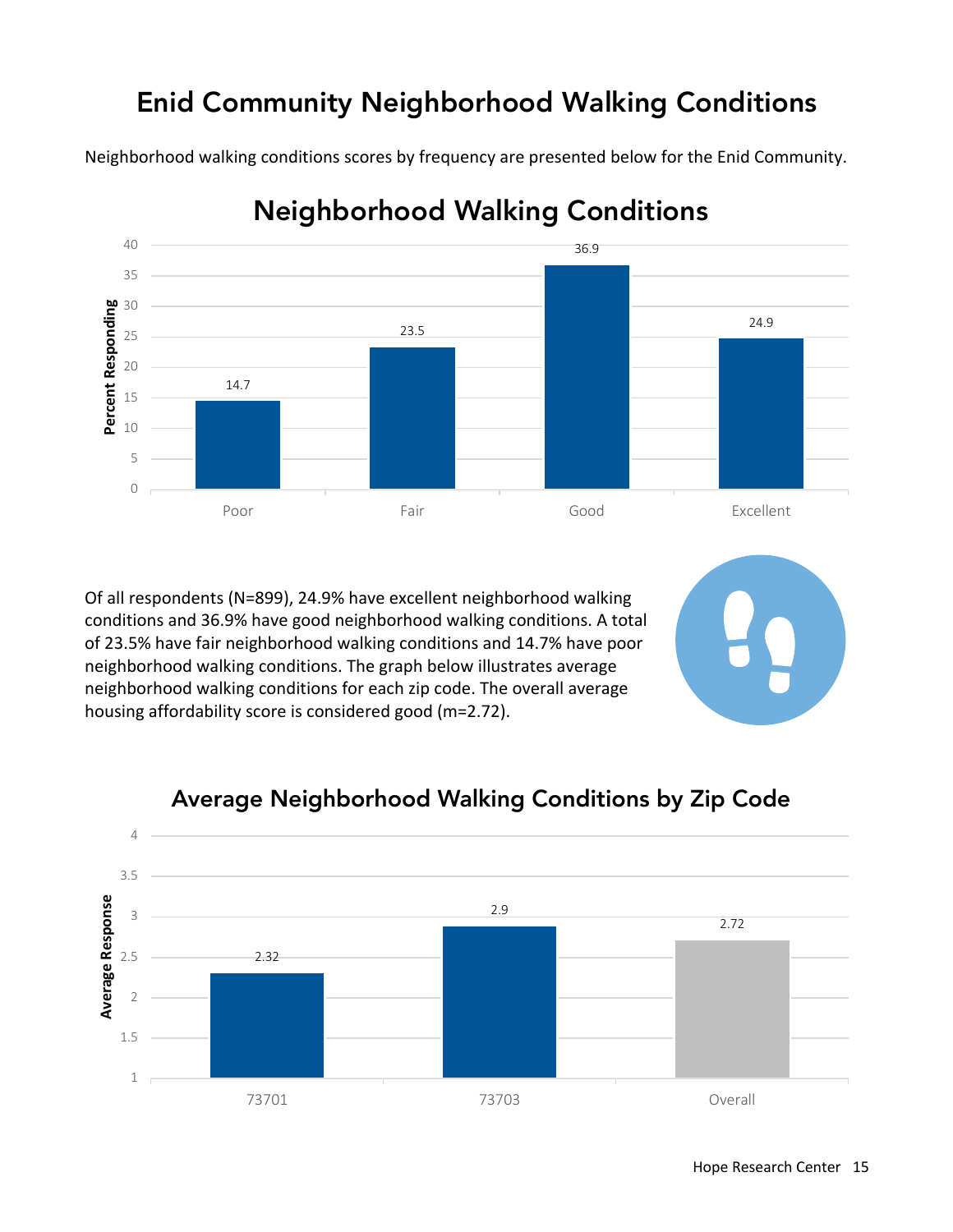# Enid Community Neighborhood Walking Conditions

Neighborhood walking conditions scores by frequency are presented below for the Enid Community.

## Neighborhood Walking Conditions

| | Percent Responding |
|---|---|
| Poor | 14.7 |
| Fair | 23.5 |
| Good | 36.9 |
| Excellent | 24.9 |

Of all respondents (N=899), 24.9% have excellent neighborhood walking conditions and 36.9% have good neighborhood walking conditions. A total of 23.5% have fair neighborhood walking conditions and 14.7% have poor neighborhood walking conditions. The graph below illustrates average neighborhood walking conditions for each zip code. The overall average housing affordability score is considered good (m=2.72).

## Average Neighborhood Walking Conditions by Zip Code

| | Average Response |
|---|---|
| 73701 | 2.32 |
| 73703 | 2.9 |
| Overall | 2.72 |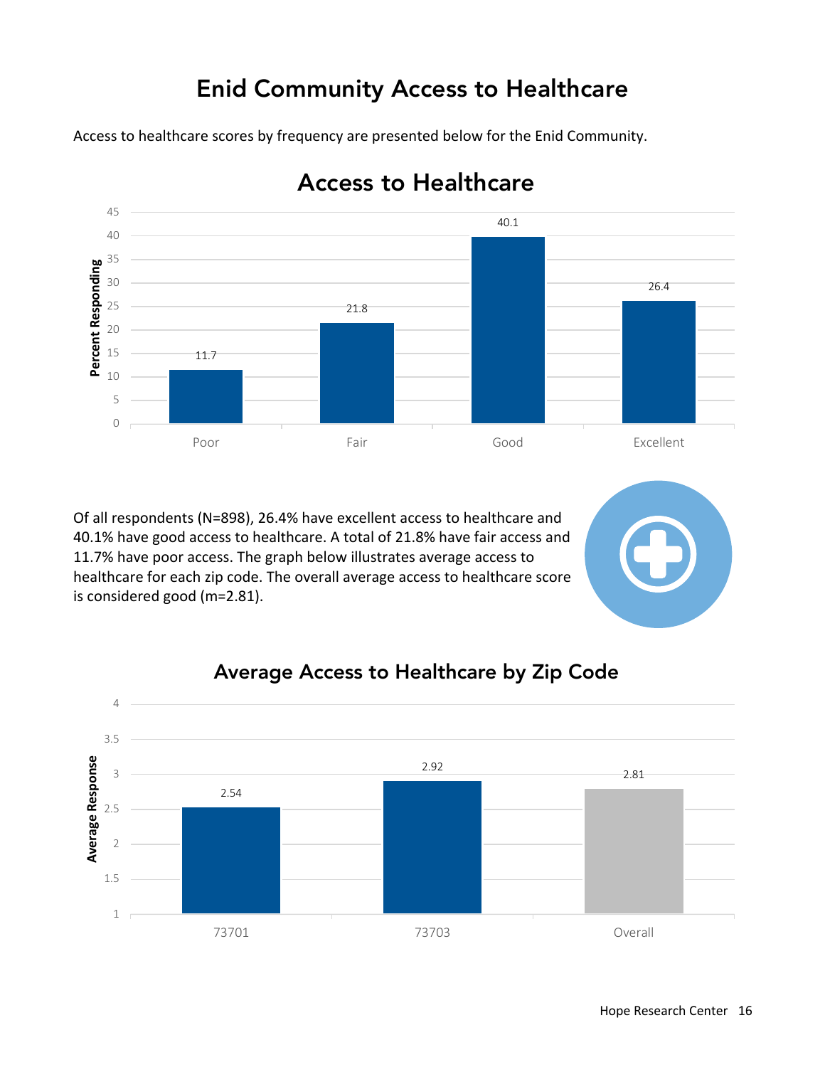# Enid Community Access to Healthcare

Access to healthcare scores by frequency are presented below for the Enid Community.

## Access to Healthcare

| | Percent Responding |
|---|---|
| Poor | 11.7 |
| Fair | 21.8 |
| Good | 40.1 |
| Excellent | 26.4 |

Of all respondents (N=898), 26.4% have excellent access to healthcare and 40.1% have good access to healthcare. A total of 21.8% have fair access and 11.7% have poor access. The graph below illustrates average access to healthcare for each zip code. The overall average access to healthcare score is considered good (m=2.81).

## Average Access to Healthcare by Zip Code

| | Average Response |
|---|---|
| 73701 | 2.54 |
| 73703 | 2.92 |
| Overall | 2.81 |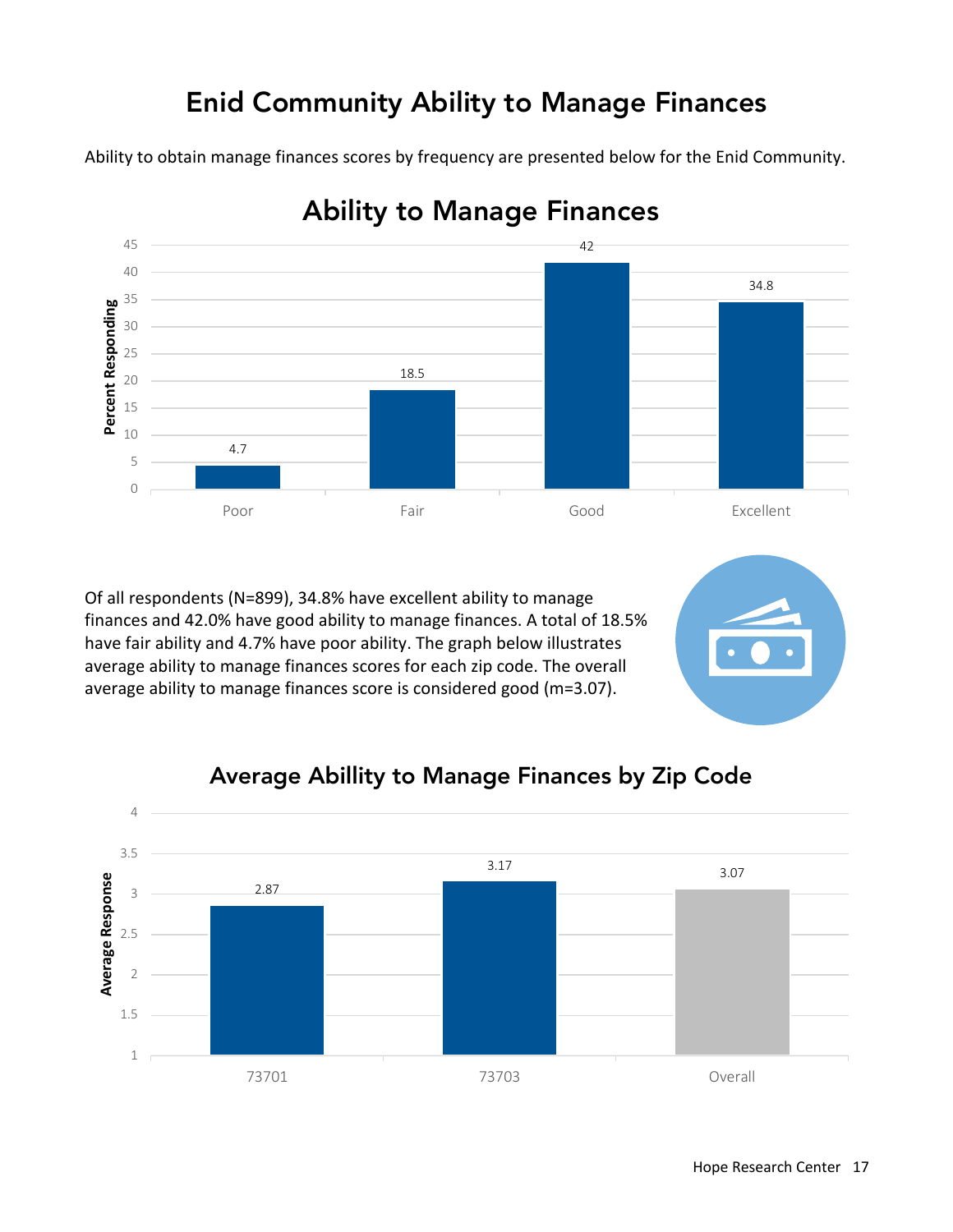# Enid Community Ability to Manage Finances

Ability to obtain manage finances scores by frequency are presented below for the Enid Community.

## Ability to Manage Finances

| Response | Percent Responding |
|---|---|
| Poor | 4.7 |
| Fair | 18.5 |
| Good | 42 |
| Excellent | 34.8 |

Of all respondents (N=899), 34.8% have excellent ability to manage finances and 42.0% have good ability to manage finances. A total of 18.5% have fair ability and 4.7% have poor ability. The graph below illustrates average ability to manage finances scores for each zip code. The overall average ability to manage finances score is considered good (m=3.07).

## Average Abillity to Manage Finances by Zip Code

| Zip Code | Average Response |
|---|---|
| 73701 | 2.87 |
| 73703 | 3.17 |
| Overall | 3.07 |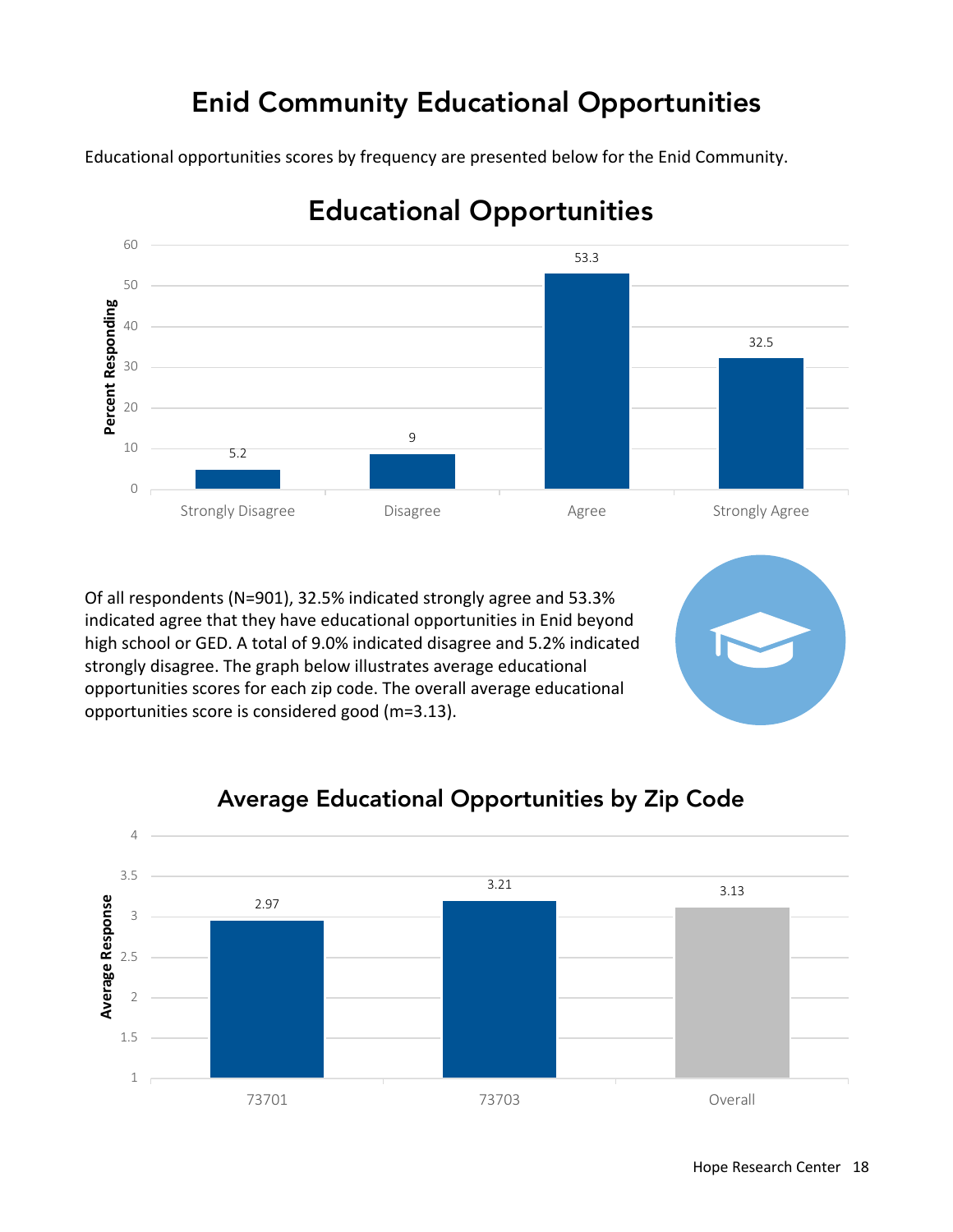# Enid Community Educational Opportunities

Educational opportunities scores by frequency are presented below for the Enid Community.

## Educational Opportunities

| Response | Percent Responding |
|---|---|
| Strongly Disagree | 5.2 |
| Disagree | 9 |
| Agree | 53.3 |
| Strongly Agree | 32.5 |

Of all respondents (N=901), 32.5% indicated strongly agree and 53.3% indicated agree that they have educational opportunities in Enid beyond high school or GED. A total of 9.0% indicated disagree and 5.2% indicated strongly disagree. The graph below illustrates average educational opportunities scores for each zip code. The overall average educational opportunities score is considered good (m=3.13).

## Average Educational Opportunities by Zip Code

| Zip Code | Average Response |
|---|---|
| 73701 | 2.97 |
| 73703 | 3.21 |
| Overall | 3.13 |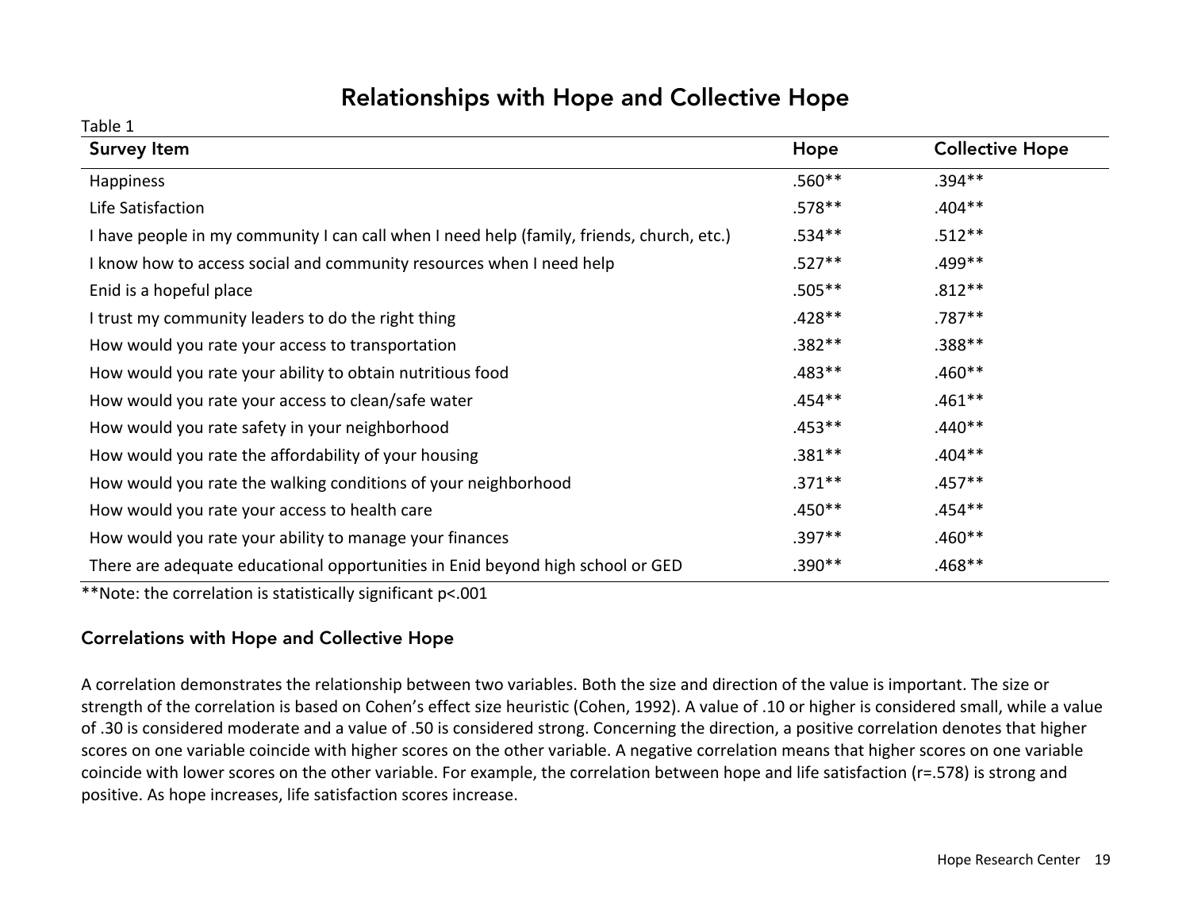# Relationships with Hope and Collective Hope

Table 1

| Survey Item | Hope | Collective Hope |
|---|---|---|
| Happiness | .560** | .394** |
| Life Satisfaction | .578** | .404** |
| I have people in my community I can call when I need help (family, friends, church, etc.) | .534** | .512** |
| I know how to access social and community resources when I need help | .527** | .499** |
| Enid is a hopeful place | .505** | .812** |
| I trust my community leaders to do the right thing | .428** | .787** |
| How would you rate your access to transportation | .382** | .388** |
| How would you rate your ability to obtain nutritious food | .483** | .460** |
| How would you rate your access to clean/safe water | .454** | .461** |
| How would you rate safety in your neighborhood | .453** | .440** |
| How would you rate the affordability of your housing | .381** | .404** |
| How would you rate the walking conditions of your neighborhood | .371** | .457** |
| How would you rate your access to health care | .450** | .454** |
| How would you rate your ability to manage your finances | .397** | .460** |
| There are adequate educational opportunities in Enid beyond high school or GED | .390** | .468** |

**Note: the correlation is statistically significant $p<.001$

### Correlations with Hope and Collective Hope

A correlation demonstrates the relationship between two variables. Both the size and direction of the value is important. The size or strength of the correlation is based on Cohen's effect size heuristic (Cohen, 1992). A value of .10 or higher is considered small, while a value of .30 is considered moderate and a value of .50 is considered strong. Concerning the direction, a positive correlation denotes that higher scores on one variable coincide with higher scores on the other variable. A negative correlation means that higher scores on one variable coincide with lower scores on the other variable. For example, the correlation between hope and life satisfaction ($r=.578$) is strong and positive. As hope increases, life satisfaction scores increase.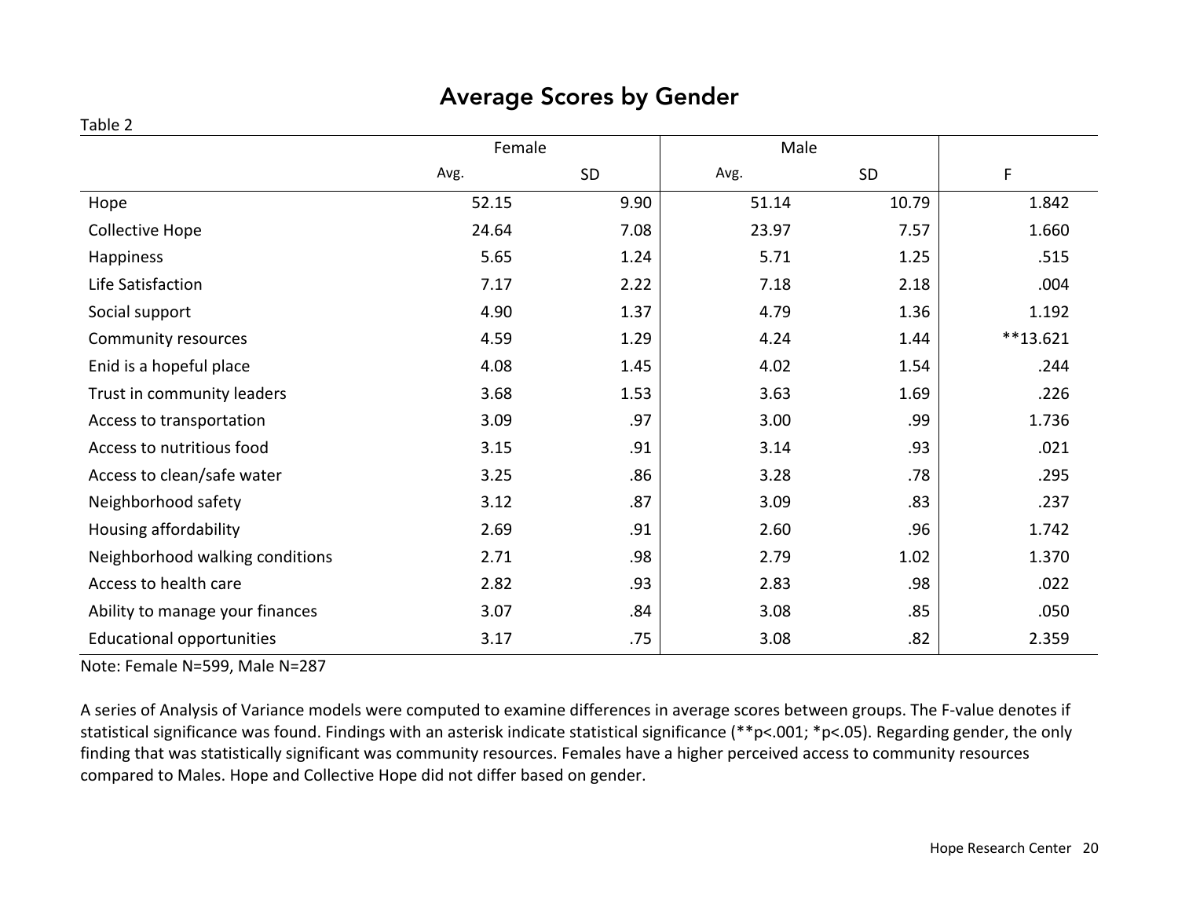# Average Scores by Gender

Table 2

| | Female | | Male | | |
|---|---|---|---|---|---|
| | Avg. | SD | Avg. | SD | F |
| Hope | 52.15 | 9.90 | 51.14 | 10.79 | 1.842 |
| Collective Hope | 24.64 | 7.08 | 23.97 | 7.57 | 1.660 |
| Happiness | 5.65 | 1.24 | 5.71 | 1.25 | .515 |
| Life Satisfaction | 7.17 | 2.22 | 7.18 | 2.18 | .004 |
| Social support | 4.90 | 1.37 | 4.79 | 1.36 | 1.192 |
| Community resources | 4.59 | 1.29 | 4.24 | 1.44 | **13.621 |
| Enid is a hopeful place | 4.08 | 1.45 | 4.02 | 1.54 | .244 |
| Trust in community leaders | 3.68 | 1.53 | 3.63 | 1.69 | .226 |
| Access to transportation | 3.09 | .97 | 3.00 | .99 | 1.736 |
| Access to nutritious food | 3.15 | .91 | 3.14 | .93 | .021 |
| Access to clean/safe water | 3.25 | .86 | 3.28 | .78 | .295 |
| Neighborhood safety | 3.12 | .87 | 3.09 | .83 | .237 |
| Housing affordability | 2.69 | .91 | 2.60 | .96 | 1.742 |
| Neighborhood walking conditions | 2.71 | .98 | 2.79 | 1.02 | 1.370 |
| Access to health care | 2.82 | .93 | 2.83 | .98 | .022 |
| Ability to manage your finances | 3.07 | .84 | 3.08 | .85 | .050 |
| Educational opportunities | 3.17 | .75 | 3.08 | .82 | 2.359 |

Note: Female N=599, Male N=287

A series of Analysis of Variance models were computed to examine differences in average scores between groups. The F-value denotes if statistical significance was found. Findings with an asterisk indicate statistical significance (**$p<.001$; *$p<.05$). Regarding gender, the only finding that was statistically significant was community resources. Females have a higher perceived access to community resources compared to Males. Hope and Collective Hope did not differ based on gender.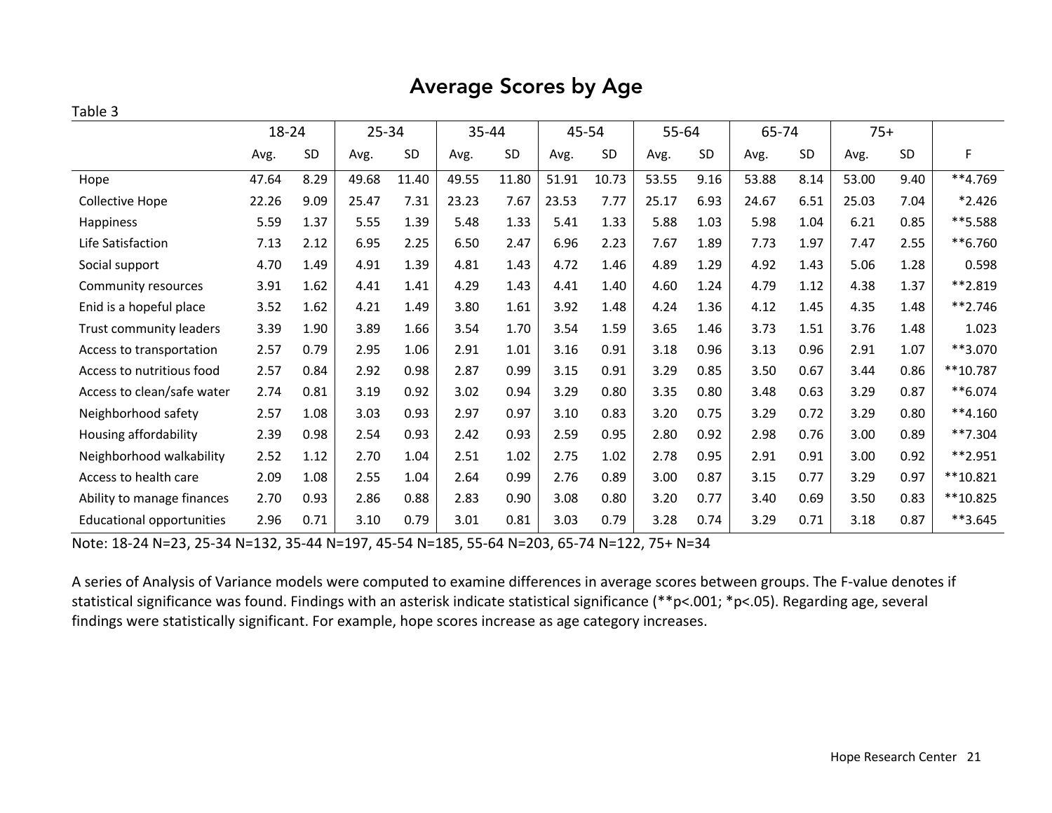# Average Scores by Age

Table 3

| | 18-24 | | 25-34 | | 35-44 | | 45-54 | | 55-64 | | 65-74 | | 75+ | | |
|---|---|---|---|---|---|---|---|---|---|---|---|---|---|---|---|
| | Avg. | SD | Avg. | SD | Avg. | SD | Avg. | SD | Avg. | SD | Avg. | SD | Avg. | SD | F |
| Hope | 47.64 | 8.29 | 49.68 | 11.40 | 49.55 | 11.80 | 51.91 | 10.73 | 53.55 | 9.16 | 53.88 | 8.14 | 53.00 | 9.40 | **4.769 |
| Collective Hope | 22.26 | 9.09 | 25.47 | 7.31 | 23.23 | 7.67 | 23.53 | 7.77 | 25.17 | 6.93 | 24.67 | 6.51 | 25.03 | 7.04 | *2.426 |
| Happiness | 5.59 | 1.37 | 5.55 | 1.39 | 5.48 | 1.33 | 5.41 | 1.33 | 5.88 | 1.03 | 5.98 | 1.04 | 6.21 | 0.85 | **5.588 |
| Life Satisfaction | 7.13 | 2.12 | 6.95 | 2.25 | 6.50 | 2.47 | 6.96 | 2.23 | 7.67 | 1.89 | 7.73 | 1.97 | 7.47 | 2.55 | **6.760 |
| Social support | 4.70 | 1.49 | 4.91 | 1.39 | 4.81 | 1.43 | 4.72 | 1.46 | 4.89 | 1.29 | 4.92 | 1.43 | 5.06 | 1.28 | 0.598 |
| Community resources | 3.91 | 1.62 | 4.41 | 1.41 | 4.29 | 1.43 | 4.41 | 1.40 | 4.60 | 1.24 | 4.79 | 1.12 | 4.38 | 1.37 | **2.819 |
| Enid is a hopeful place | 3.52 | 1.62 | 4.21 | 1.49 | 3.80 | 1.61 | 3.92 | 1.48 | 4.24 | 1.36 | 4.12 | 1.45 | 4.35 | 1.48 | **2.746 |
| Trust community leaders | 3.39 | 1.90 | 3.89 | 1.66 | 3.54 | 1.70 | 3.54 | 1.59 | 3.65 | 1.46 | 3.73 | 1.51 | 3.76 | 1.48 | 1.023 |
| Access to transportation | 2.57 | 0.79 | 2.95 | 1.06 | 2.91 | 1.01 | 3.16 | 0.91 | 3.18 | 0.96 | 3.13 | 0.96 | 2.91 | 1.07 | **3.070 |
| Access to nutritious food | 2.57 | 0.84 | 2.92 | 0.98 | 2.87 | 0.99 | 3.15 | 0.91 | 3.29 | 0.85 | 3.50 | 0.67 | 3.44 | 0.86 | **10.787 |
| Access to clean/safe water | 2.74 | 0.81 | 3.19 | 0.92 | 3.02 | 0.94 | 3.29 | 0.80 | 3.35 | 0.80 | 3.48 | 0.63 | 3.29 | 0.87 | **6.074 |
| Neighborhood safety | 2.57 | 1.08 | 3.03 | 0.93 | 2.97 | 0.97 | 3.10 | 0.83 | 3.20 | 0.75 | 3.29 | 0.72 | 3.29 | 0.80 | **4.160 |
| Housing affordability | 2.39 | 0.98 | 2.54 | 0.93 | 2.42 | 0.93 | 2.59 | 0.95 | 2.80 | 0.92 | 2.98 | 0.76 | 3.00 | 0.89 | **7.304 |
| Neighborhood walkability | 2.52 | 1.12 | 2.70 | 1.04 | 2.51 | 1.02 | 2.75 | 1.02 | 2.78 | 0.95 | 2.91 | 0.91 | 3.00 | 0.92 | **2.951 |
| Access to health care | 2.09 | 1.08 | 2.55 | 1.04 | 2.64 | 0.99 | 2.76 | 0.89 | 3.00 | 0.87 | 3.15 | 0.77 | 3.29 | 0.97 | **10.821 |
| Ability to manage finances | 2.70 | 0.93 | 2.86 | 0.88 | 2.83 | 0.90 | 3.08 | 0.80 | 3.20 | 0.77 | 3.40 | 0.69 | 3.50 | 0.83 | **10.825 |
| Educational opportunities | 2.96 | 0.71 | 3.10 | 0.79 | 3.01 | 0.81 | 3.03 | 0.79 | 3.28 | 0.74 | 3.29 | 0.71 | 3.18 | 0.87 | **3.645 |

Note: 18-24 N=23, 25-34 N=132, 35-44 N=197, 45-54 N=185, 55-64 N=203, 65-74 N=122, 75+ N=34

A series of Analysis of Variance models were computed to examine differences in average scores between groups. The F-value denotes if statistical significance was found. Findings with an asterisk indicate statistical significance (**$p<.001$; *$p<.05$). Regarding age, several findings were statistically significant. For example, hope scores increase as age category increases.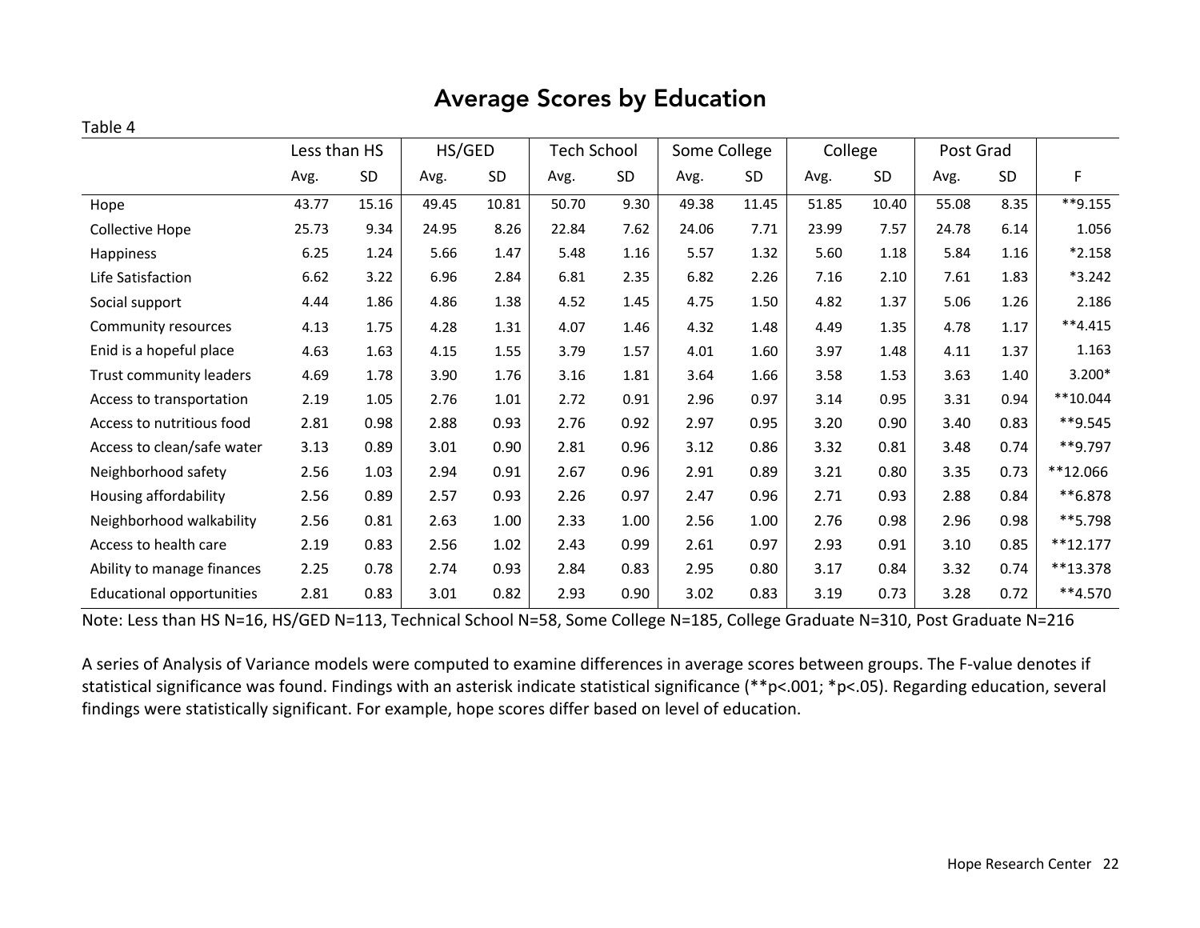## Average Scores by Education

Table 4

| | Less than HS | | HS/GED | | Tech School | | Some College | | College | | Post Grad | | |
|---|---|---|---|---|---|---|---|---|---|---|---|---|---|
| | Avg. | SD | Avg. | SD | Avg. | SD | Avg. | SD | Avg. | SD | Avg. | SD | F |
| Hope | 43.77 | 15.16 | 49.45 | 10.81 | 50.70 | 9.30 | 49.38 | 11.45 | 51.85 | 10.40 | 55.08 | 8.35 | **9.155 |
| Collective Hope | 25.73 | 9.34 | 24.95 | 8.26 | 22.84 | 7.62 | 24.06 | 7.71 | 23.99 | 7.57 | 24.78 | 6.14 | 1.056 |
| Happiness | 6.25 | 1.24 | 5.66 | 1.47 | 5.48 | 1.16 | 5.57 | 1.32 | 5.60 | 1.18 | 5.84 | 1.16 | *2.158 |
| Life Satisfaction | 6.62 | 3.22 | 6.96 | 2.84 | 6.81 | 2.35 | 6.82 | 2.26 | 7.16 | 2.10 | 7.61 | 1.83 | *3.242 |
| Social support | 4.44 | 1.86 | 4.86 | 1.38 | 4.52 | 1.45 | 4.75 | 1.50 | 4.82 | 1.37 | 5.06 | 1.26 | 2.186 |
| Community resources | 4.13 | 1.75 | 4.28 | 1.31 | 4.07 | 1.46 | 4.32 | 1.48 | 4.49 | 1.35 | 4.78 | 1.17 | **4.415 |
| Enid is a hopeful place | 4.63 | 1.63 | 4.15 | 1.55 | 3.79 | 1.57 | 4.01 | 1.60 | 3.97 | 1.48 | 4.11 | 1.37 | 1.163 |
| Trust community leaders | 4.69 | 1.78 | 3.90 | 1.76 | 3.16 | 1.81 | 3.64 | 1.66 | 3.58 | 1.53 | 3.63 | 1.40 | 3.200* |
| Access to transportation | 2.19 | 1.05 | 2.76 | 1.01 | 2.72 | 0.91 | 2.96 | 0.97 | 3.14 | 0.95 | 3.31 | 0.94 | **10.044 |
| Access to nutritious food | 2.81 | 0.98 | 2.88 | 0.93 | 2.76 | 0.92 | 2.97 | 0.95 | 3.20 | 0.90 | 3.40 | 0.83 | **9.545 |
| Access to clean/safe water | 3.13 | 0.89 | 3.01 | 0.90 | 2.81 | 0.96 | 3.12 | 0.86 | 3.32 | 0.81 | 3.48 | 0.74 | **9.797 |
| Neighborhood safety | 2.56 | 1.03 | 2.94 | 0.91 | 2.67 | 0.96 | 2.91 | 0.89 | 3.21 | 0.80 | 3.35 | 0.73 | **12.066 |
| Housing affordability | 2.56 | 0.89 | 2.57 | 0.93 | 2.26 | 0.97 | 2.47 | 0.96 | 2.71 | 0.93 | 2.88 | 0.84 | **6.878 |
| Neighborhood walkability | 2.56 | 0.81 | 2.63 | 1.00 | 2.33 | 1.00 | 2.56 | 1.00 | 2.76 | 0.98 | 2.96 | 0.98 | **5.798 |
| Access to health care | 2.19 | 0.83 | 2.56 | 1.02 | 2.43 | 0.99 | 2.61 | 0.97 | 2.93 | 0.91 | 3.10 | 0.85 | **12.177 |
| Ability to manage finances | 2.25 | 0.78 | 2.74 | 0.93 | 2.84 | 0.83 | 2.95 | 0.80 | 3.17 | 0.84 | 3.32 | 0.74 | **13.378 |
| Educational opportunities | 2.81 | 0.83 | 3.01 | 0.82 | 2.93 | 0.90 | 3.02 | 0.83 | 3.19 | 0.73 | 3.28 | 0.72 | **4.570 |

Note: Less than HS N=16, HS/GED N=113, Technical School N=58, Some College N=185, College Graduate N=310, Post Graduate N=216

A series of Analysis of Variance models were computed to examine differences in average scores between groups. The F-value denotes if statistical significance was found. Findings with an asterisk indicate statistical significance (**p<.001; *p<.05). Regarding education, several findings were statistically significant. For example, hope scores differ based on level of education.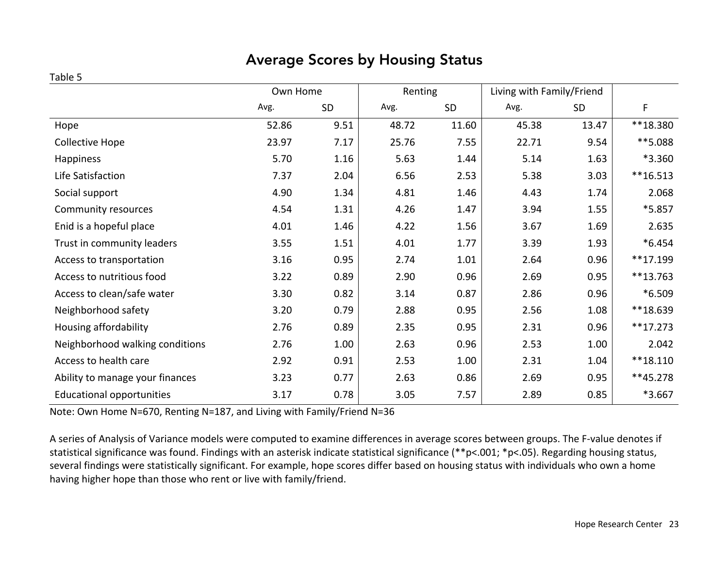## Average Scores by Housing Status

Table 5

| | Own Home | | Renting | | Living with Family/Friend | | |
|---|---|---|---|---|---|---|---|
| | Avg. | SD | Avg. | SD | Avg. | SD | F |
| Hope | 52.86 | 9.51 | 48.72 | 11.60 | 45.38 | 13.47 | **18.380 |
| Collective Hope | 23.97 | 7.17 | 25.76 | 7.55 | 22.71 | 9.54 | **5.088 |
| Happiness | 5.70 | 1.16 | 5.63 | 1.44 | 5.14 | 1.63 | *3.360 |
| Life Satisfaction | 7.37 | 2.04 | 6.56 | 2.53 | 5.38 | 3.03 | **16.513 |
| Social support | 4.90 | 1.34 | 4.81 | 1.46 | 4.43 | 1.74 | 2.068 |
| Community resources | 4.54 | 1.31 | 4.26 | 1.47 | 3.94 | 1.55 | *5.857 |
| Enid is a hopeful place | 4.01 | 1.46 | 4.22 | 1.56 | 3.67 | 1.69 | 2.635 |
| Trust in community leaders | 3.55 | 1.51 | 4.01 | 1.77 | 3.39 | 1.93 | *6.454 |
| Access to transportation | 3.16 | 0.95 | 2.74 | 1.01 | 2.64 | 0.96 | **17.199 |
| Access to nutritious food | 3.22 | 0.89 | 2.90 | 0.96 | 2.69 | 0.95 | **13.763 |
| Access to clean/safe water | 3.30 | 0.82 | 3.14 | 0.87 | 2.86 | 0.96 | *6.509 |
| Neighborhood safety | 3.20 | 0.79 | 2.88 | 0.95 | 2.56 | 1.08 | **18.639 |
| Housing affordability | 2.76 | 0.89 | 2.35 | 0.95 | 2.31 | 0.96 | **17.273 |
| Neighborhood walking conditions | 2.76 | 1.00 | 2.63 | 0.96 | 2.53 | 1.00 | 2.042 |
| Access to health care | 2.92 | 0.91 | 2.53 | 1.00 | 2.31 | 1.04 | **18.110 |
| Ability to manage your finances | 3.23 | 0.77 | 2.63 | 0.86 | 2.69 | 0.95 | **45.278 |
| Educational opportunities | 3.17 | 0.78 | 3.05 | 7.57 | 2.89 | 0.85 | *3.667 |

Note: Own Home N=670, Renting N=187, and Living with Family/Friend N=36

A series of Analysis of Variance models were computed to examine differences in average scores between groups. The F-value denotes if statistical significance was found. Findings with an asterisk indicate statistical significance (**p<.001; *p<.05). Regarding housing status, several findings were statistically significant. For example, hope scores differ based on housing status with individuals who own a home having higher hope than those who rent or live with family/friend.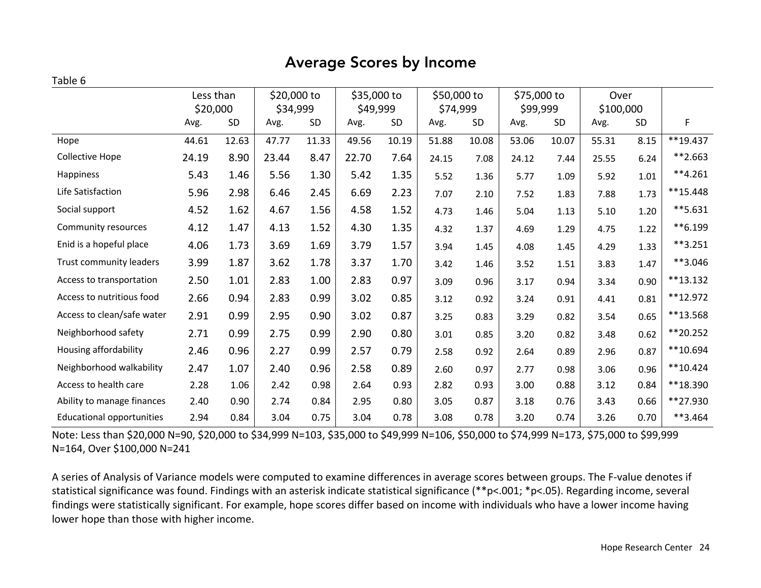# Average Scores by Income

Table 6

| | Less than $20,000 | | $20,000 to $34,999 | | $35,000 to $49,999 | | $50,000 to $74,999 | | $75,000 to $99,999 | | Over $100,000 | | |
|---|---|---|---|---|---|---|---|---|---|---|---|---|---|
| | Avg. | SD | Avg. | SD | Avg. | SD | Avg. | SD | Avg. | SD | Avg. | SD | F |
| Hope | 44.61 | 12.63 | 47.77 | 11.33 | 49.56 | 10.19 | 51.88 | 10.08 | 53.06 | 10.07 | 55.31 | 8.15 | **19.437 |
| Collective Hope | 24.19 | 8.90 | 23.44 | 8.47 | 22.70 | 7.64 | 24.15 | 7.08 | 24.12 | 7.44 | 25.55 | 6.24 | **2.663 |
| Happiness | 5.43 | 1.46 | 5.56 | 1.30 | 5.42 | 1.35 | 5.52 | 1.36 | 5.77 | 1.09 | 5.92 | 1.01 | **4.261 |
| Life Satisfaction | 5.96 | 2.98 | 6.46 | 2.45 | 6.69 | 2.23 | 7.07 | 2.10 | 7.52 | 1.83 | 7.88 | 1.73 | **15.448 |
| Social support | 4.52 | 1.62 | 4.67 | 1.56 | 4.58 | 1.52 | 4.73 | 1.46 | 5.04 | 1.13 | 5.10 | 1.20 | **5.631 |
| Community resources | 4.12 | 1.47 | 4.13 | 1.52 | 4.30 | 1.35 | 4.32 | 1.37 | 4.69 | 1.29 | 4.75 | 1.22 | **6.199 |
| Enid is a hopeful place | 4.06 | 1.73 | 3.69 | 1.69 | 3.79 | 1.57 | 3.94 | 1.45 | 4.08 | 1.45 | 4.29 | 1.33 | **3.251 |
| Trust community leaders | 3.99 | 1.87 | 3.62 | 1.78 | 3.37 | 1.70 | 3.42 | 1.46 | 3.52 | 1.51 | 3.83 | 1.47 | **3.046 |
| Access to transportation | 2.50 | 1.01 | 2.83 | 1.00 | 2.83 | 0.97 | 3.09 | 0.96 | 3.17 | 0.94 | 3.34 | 0.90 | **13.132 |
| Access to nutritious food | 2.66 | 0.94 | 2.83 | 0.99 | 3.02 | 0.85 | 3.12 | 0.92 | 3.24 | 0.91 | 4.41 | 0.81 | **12.972 |
| Access to clean/safe water | 2.91 | 0.99 | 2.95 | 0.90 | 3.02 | 0.87 | 3.25 | 0.83 | 3.29 | 0.82 | 3.54 | 0.65 | **13.568 |
| Neighborhood safety | 2.71 | 0.99 | 2.75 | 0.99 | 2.90 | 0.80 | 3.01 | 0.85 | 3.20 | 0.82 | 3.48 | 0.62 | **20.252 |
| Housing affordability | 2.46 | 0.96 | 2.27 | 0.99 | 2.57 | 0.79 | 2.58 | 0.92 | 2.64 | 0.89 | 2.96 | 0.87 | **10.694 |
| Neighborhood walkability | 2.47 | 1.07 | 2.40 | 0.96 | 2.58 | 0.89 | 2.60 | 0.97 | 2.77 | 0.98 | 3.06 | 0.96 | **10.424 |
| Access to health care | 2.28 | 1.06 | 2.42 | 0.98 | 2.64 | 0.93 | 2.82 | 0.93 | 3.00 | 0.88 | 3.12 | 0.84 | **18.390 |
| Ability to manage finances | 2.40 | 0.90 | 2.74 | 0.84 | 2.95 | 0.80 | 3.05 | 0.87 | 3.18 | 0.76 | 3.43 | 0.66 | **27.930 |
| Educational opportunities | 2.94 | 0.84 | 3.04 | 0.75 | 3.04 | 0.78 | 3.08 | 0.78 | 3.20 | 0.74 | 3.26 | 0.70 | **3.464 |

Note: Less than $20,000 N=90, $20,000 to $34,999 N=103, $35,000 to $49,999 N=106, $50,000 to $74,999 N=173, $75,000 to $99,999 N=164, Over $100,000 N=241

A series of Analysis of Variance models were computed to examine differences in average scores between groups. The F-value denotes if statistical significance was found. Findings with an asterisk indicate statistical significance (** $p<.001$; * $p<.05$). Regarding income, several findings were statistically significant. For example, hope scores differ based on income with individuals who have a lower income having lower hope than those with higher income.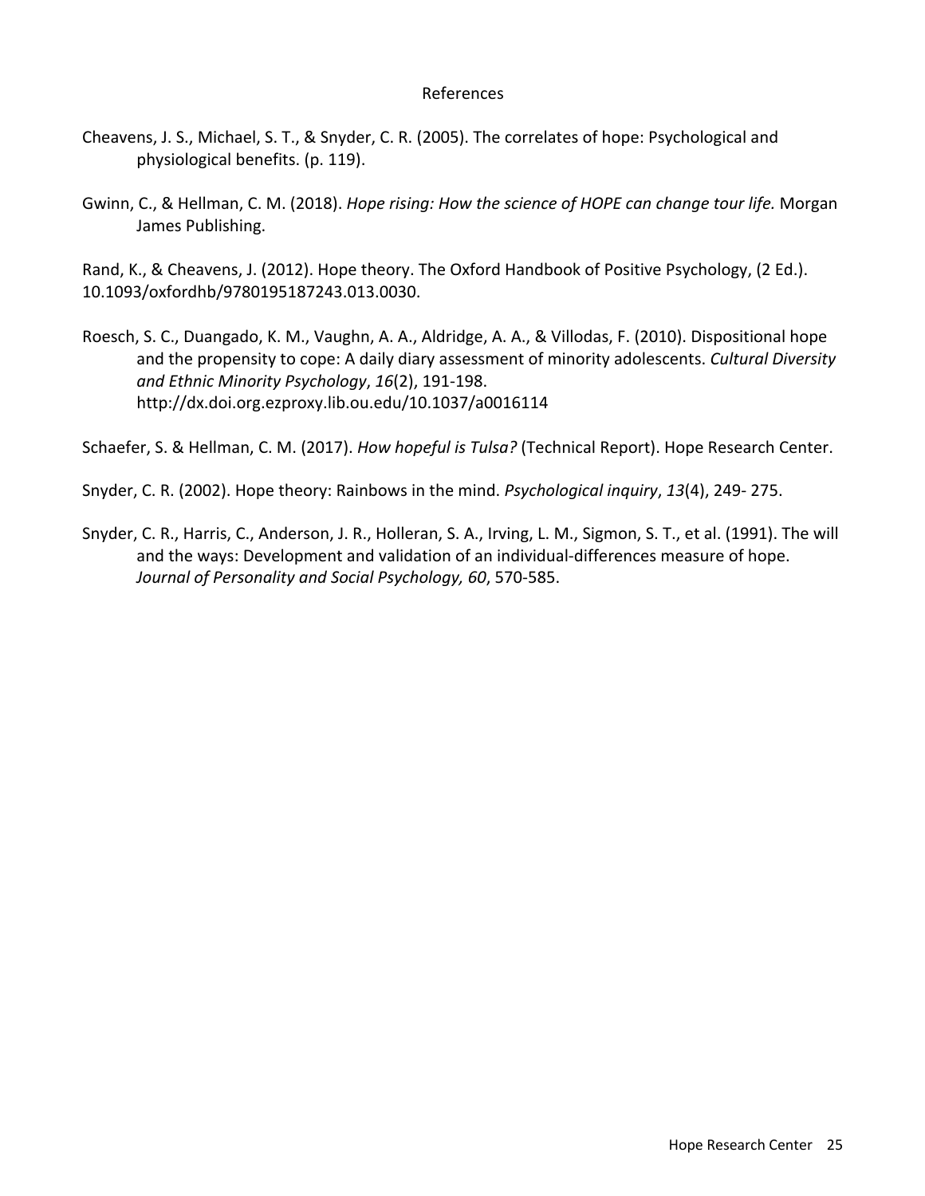## References

Cheavens, J. S., Michael, S. T., & Snyder, C. R. (2005). The correlates of hope: Psychological and physiological benefits. (p. 119).

Gwinn, C., & Hellman, C. M. (2018). *Hope rising: How the science of HOPE can change tour life.* Morgan James Publishing.

Rand, K., & Cheavens, J. (2012). Hope theory. The Oxford Handbook of Positive Psychology, (2 Ed.). 10.1093/oxfordhb/9780195187243.013.0030.

Roesch, S. C., Duangado, K. M., Vaughn, A. A., Aldridge, A. A., & Villodas, F. (2010). Dispositional hope and the propensity to cope: A daily diary assessment of minority adolescents. *Cultural Diversity and Ethnic Minority Psychology*, *16*(2), 191-198. http://dx.doi.org.ezproxy.lib.ou.edu/10.1037/a0016114

Schaefer, S. & Hellman, C. M. (2017). *How hopeful is Tulsa?* (Technical Report). Hope Research Center.

Snyder, C. R. (2002). Hope theory: Rainbows in the mind. *Psychological inquiry*, *13*(4), 249- 275.

Snyder, C. R., Harris, C., Anderson, J. R., Holleran, S. A., Irving, L. M., Sigmon, S. T., et al. (1991). The will and the ways: Development and validation of an individual-differences measure of hope. *Journal of Personality and Social Psychology, 60*, 570-585.